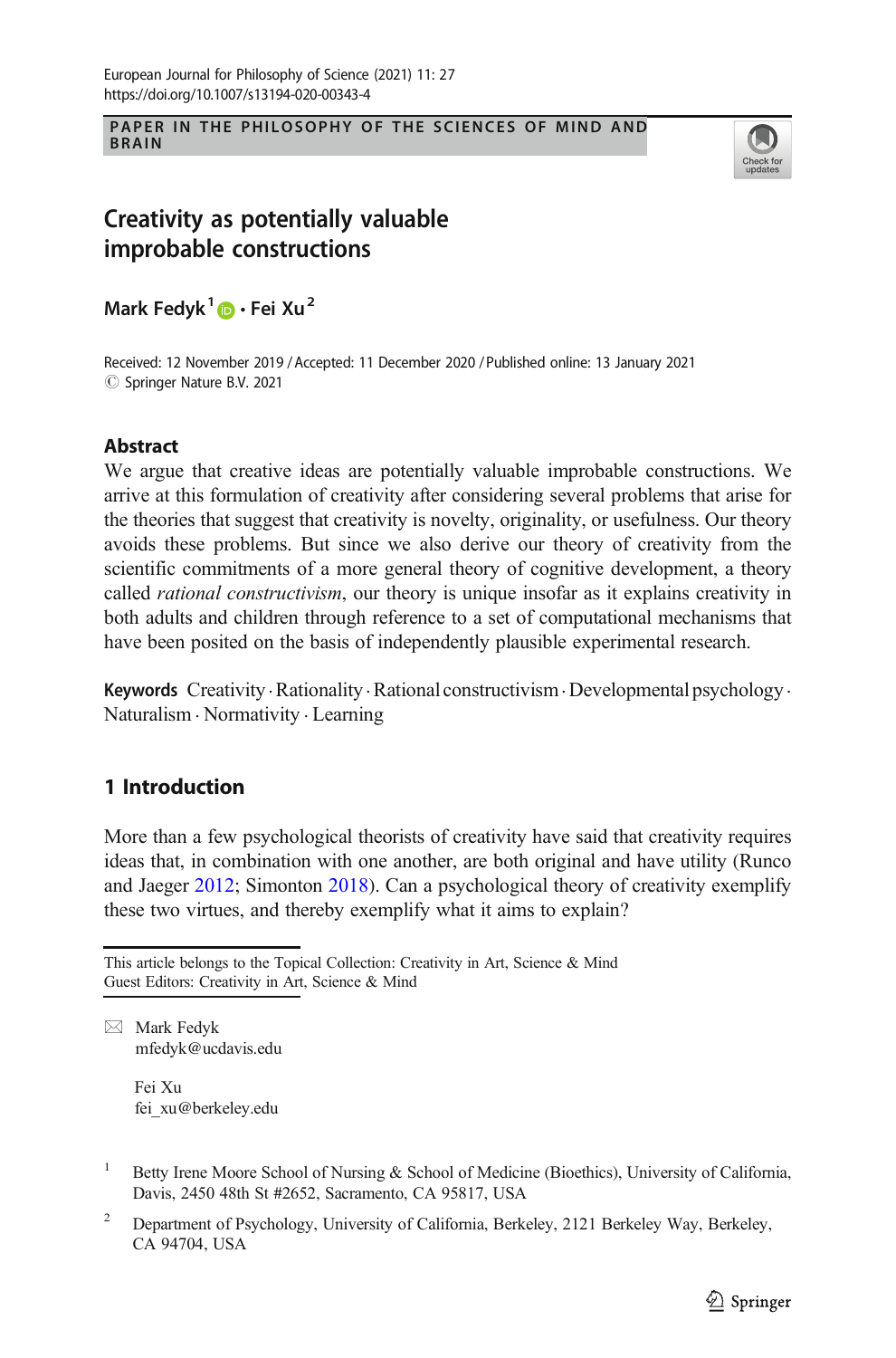PAPER IN THE PHILOSOPHY OF THE SCIENCES OF MIND AND BRAIN

# Creativity as potentially valuable improbable constructions

Mark Fedyk[1] · Fei Xu[2]

Received: 12 November 2019 / Accepted: 11 December 2020 / Published online: 13 January 2021
© Springer Nature B.V. 2021

## Abstract

We argue that creative ideas are potentially valuable improbable constructions. We arrive at this formulation of creativity after considering several problems that arise for the theories that suggest that creativity is novelty, originality, or usefulness. Our theory avoids these problems. But since we also derive our theory of creativity from the scientific commitments of a more general theory of cognitive development, a theory called *rational constructivism*, our theory is unique insofar as it explains creativity in both adults and children through reference to a set of computational mechanisms that have been posited on the basis of independently plausible experimental research.

**Keywords** Creativity · Rationality · Rational constructivism · Developmental psychology · Naturalism · Normativity · Learning

## 1 Introduction

More than a few psychological theorists of creativity have said that creativity requires ideas that, in combination with one another, are both original and have utility (Runco and Jaeger 2012; Simonton 2018). Can a psychological theory of creativity exemplify these two virtues, and thereby exemplify what it aims to explain?

This article belongs to the Topical Collection: Creativity in Art, Science & Mind
Guest Editors: Creativity in Art, Science & Mind

✉ Mark Fedyk
mfedyk@ucdavis.edu

Fei Xu
fei_xu@berkeley.edu

[1] Betty Irene Moore School of Nursing & School of Medicine (Bioethics), University of California, Davis, 2450 48th St #2652, Sacramento, CA 95817, USA

[2] Department of Psychology, University of California, Berkeley, 2121 Berkeley Way, Berkeley, CA 94704, USA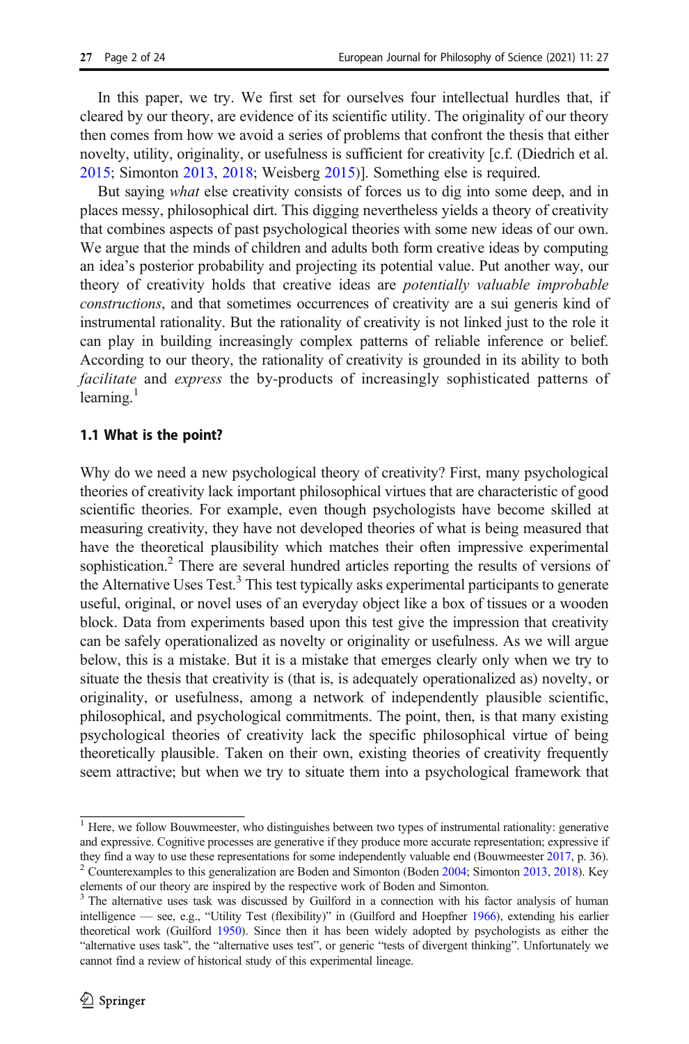In this paper, we try. We first set for ourselves four intellectual hurdles that, if cleared by our theory, are evidence of its scientific utility. The originality of our theory then comes from how we avoid a series of problems that confront the thesis that either novelty, utility, originality, or usefulness is sufficient for creativity [c.f. (Diedrich et al. 2015; Simonton 2013, 2018; Weisberg 2015)]. Something else is required.

But saying *what* else creativity consists of forces us to dig into some deep, and in places messy, philosophical dirt. This digging nevertheless yields a theory of creativity that combines aspects of past psychological theories with some new ideas of our own. We argue that the minds of children and adults both form creative ideas by computing an idea's posterior probability and projecting its potential value. Put another way, our theory of creativity holds that creative ideas are *potentially valuable improbable constructions*, and that sometimes occurrences of creativity are a sui generis kind of instrumental rationality. But the rationality of creativity is not linked just to the role it can play in building increasingly complex patterns of reliable inference or belief. According to our theory, the rationality of creativity is grounded in its ability to both *facilitate* and *express* the by-products of increasingly sophisticated patterns of learning.[1]

### 1.1 What is the point?

Why do we need a new psychological theory of creativity? First, many psychological theories of creativity lack important philosophical virtues that are characteristic of good scientific theories. For example, even though psychologists have become skilled at measuring creativity, they have not developed theories of what is being measured that have the theoretical plausibility which matches their often impressive experimental sophistication.[2] There are several hundred articles reporting the results of versions of the Alternative Uses Test.[3] This test typically asks experimental participants to generate useful, original, or novel uses of an everyday object like a box of tissues or a wooden block. Data from experiments based upon this test give the impression that creativity can be safely operationalized as novelty or originality or usefulness. As we will argue below, this is a mistake. But it is a mistake that emerges clearly only when we try to situate the thesis that creativity is (that is, is adequately operationalized as) novelty, or originality, or usefulness, among a network of independently plausible scientific, philosophical, and psychological commitments. The point, then, is that many existing psychological theories of creativity lack the specific philosophical virtue of being theoretically plausible. Taken on their own, existing theories of creativity frequently seem attractive; but when we try to situate them into a psychological framework that

---

[1] Here, we follow Bouwmeester, who distinguishes between two types of instrumental rationality: generative and expressive. Cognitive processes are generative if they produce more accurate representation; expressive if they find a way to use these representations for some independently valuable end (Bouwmeester 2017, p. 36).

[2] Counterexamples to this generalization are Boden and Simonton (Boden 2004; Simonton 2013, 2018). Key elements of our theory are inspired by the respective work of Boden and Simonton.

[3] The alternative uses task was discussed by Guilford in a connection with his factor analysis of human intelligence — see, e.g., "Utility Test (flexibility)" in (Guilford and Hoepfner 1966), extending his earlier theoretical work (Guilford 1950). Since then it has been widely adopted by psychologists as either the "alternative uses task", the "alternative uses test", or generic "tests of divergent thinking". Unfortunately we cannot find a review of historical study of this experimental lineage.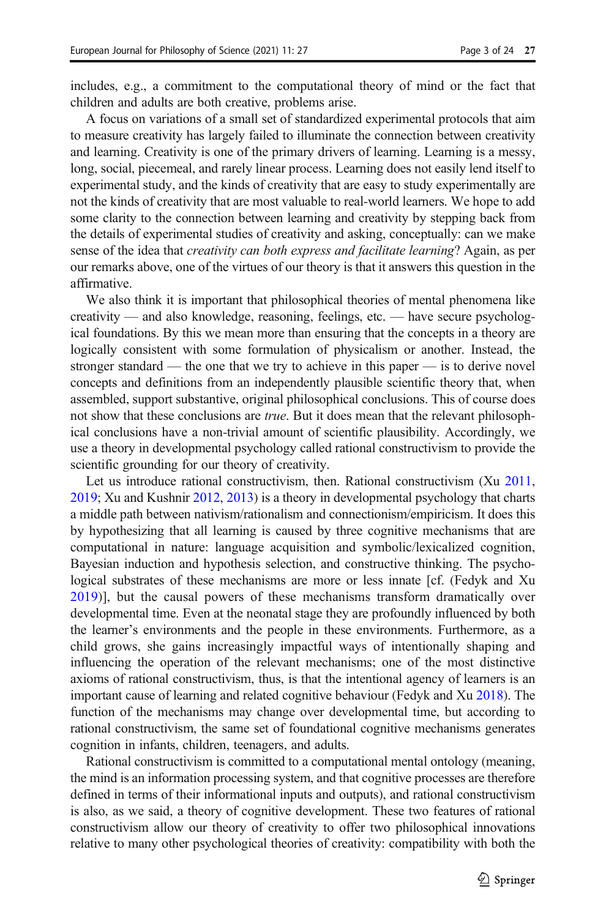includes, e.g., a commitment to the computational theory of mind or the fact that children and adults are both creative, problems arise.

A focus on variations of a small set of standardized experimental protocols that aim to measure creativity has largely failed to illuminate the connection between creativity and learning. Creativity is one of the primary drivers of learning. Learning is a messy, long, social, piecemeal, and rarely linear process. Learning does not easily lend itself to experimental study, and the kinds of creativity that are easy to study experimentally are not the kinds of creativity that are most valuable to real-world learners. We hope to add some clarity to the connection between learning and creativity by stepping back from the details of experimental studies of creativity and asking, conceptually: can we make sense of the idea that *creativity can both express and facilitate learning*? Again, as per our remarks above, one of the virtues of our theory is that it answers this question in the affirmative.

We also think it is important that philosophical theories of mental phenomena like creativity — and also knowledge, reasoning, feelings, etc. — have secure psychological foundations. By this we mean more than ensuring that the concepts in a theory are logically consistent with some formulation of physicalism or another. Instead, the stronger standard — the one that we try to achieve in this paper — is to derive novel concepts and definitions from an independently plausible scientific theory that, when assembled, support substantive, original philosophical conclusions. This of course does not show that these conclusions are *true*. But it does mean that the relevant philosophical conclusions have a non-trivial amount of scientific plausibility. Accordingly, we use a theory in developmental psychology called rational constructivism to provide the scientific grounding for our theory of creativity.

Let us introduce rational constructivism, then. Rational constructivism (Xu 2011, 2019; Xu and Kushnir 2012, 2013) is a theory in developmental psychology that charts a middle path between nativism/rationalism and connectionism/empiricism. It does this by hypothesizing that all learning is caused by three cognitive mechanisms that are computational in nature: language acquisition and symbolic/lexicalized cognition, Bayesian induction and hypothesis selection, and constructive thinking. The psychological substrates of these mechanisms are more or less innate [cf. (Fedyk and Xu 2019)], but the causal powers of these mechanisms transform dramatically over developmental time. Even at the neonatal stage they are profoundly influenced by both the learner's environments and the people in these environments. Furthermore, as a child grows, she gains increasingly impactful ways of intentionally shaping and influencing the operation of the relevant mechanisms; one of the most distinctive axioms of rational constructivism, thus, is that the intentional agency of learners is an important cause of learning and related cognitive behaviour (Fedyk and Xu 2018). The function of the mechanisms may change over developmental time, but according to rational constructivism, the same set of foundational cognitive mechanisms generates cognition in infants, children, teenagers, and adults.

Rational constructivism is committed to a computational mental ontology (meaning, the mind is an information processing system, and that cognitive processes are therefore defined in terms of their informational inputs and outputs), and rational constructivism is also, as we said, a theory of cognitive development. These two features of rational constructivism allow our theory of creativity to offer two philosophical innovations relative to many other psychological theories of creativity: compatibility with both the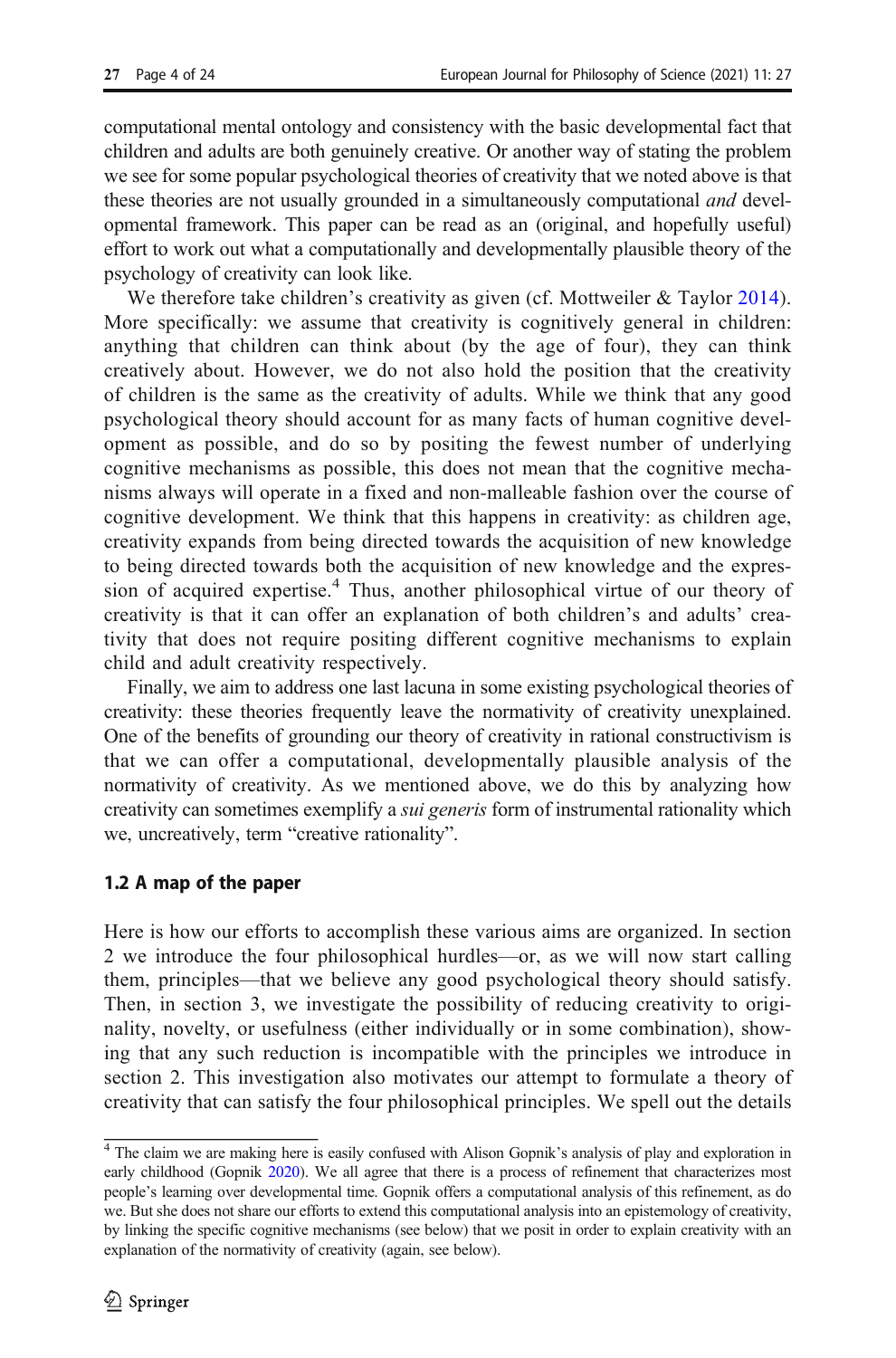computational mental ontology and consistency with the basic developmental fact that children and adults are both genuinely creative. Or another way of stating the problem we see for some popular psychological theories of creativity that we noted above is that these theories are not usually grounded in a simultaneously computational *and* developmental framework. This paper can be read as an (original, and hopefully useful) effort to work out what a computationally and developmentally plausible theory of the psychology of creativity can look like.

We therefore take children's creativity as given (cf. Mottweiler & Taylor 2014). More specifically: we assume that creativity is cognitively general in children: anything that children can think about (by the age of four), they can think creatively about. However, we do not also hold the position that the creativity of children is the same as the creativity of adults. While we think that any good psychological theory should account for as many facts of human cognitive development as possible, and do so by positing the fewest number of underlying cognitive mechanisms as possible, this does not mean that the cognitive mechanisms always will operate in a fixed and non-malleable fashion over the course of cognitive development. We think that this happens in creativity: as children age, creativity expands from being directed towards the acquisition of new knowledge to being directed towards both the acquisition of new knowledge and the expression of acquired expertise.[4] Thus, another philosophical virtue of our theory of creativity is that it can offer an explanation of both children's and adults' creativity that does not require positing different cognitive mechanisms to explain child and adult creativity respectively.

Finally, we aim to address one last lacuna in some existing psychological theories of creativity: these theories frequently leave the normativity of creativity unexplained. One of the benefits of grounding our theory of creativity in rational constructivism is that we can offer a computational, developmentally plausible analysis of the normativity of creativity. As we mentioned above, we do this by analyzing how creativity can sometimes exemplify a *sui generis* form of instrumental rationality which we, uncreatively, term "creative rationality".

### 1.2 A map of the paper

Here is how our efforts to accomplish these various aims are organized. In section 2 we introduce the four philosophical hurdles—or, as we will now start calling them, principles—that we believe any good psychological theory should satisfy. Then, in section 3, we investigate the possibility of reducing creativity to originality, novelty, or usefulness (either individually or in some combination), showing that any such reduction is incompatible with the principles we introduce in section 2. This investigation also motivates our attempt to formulate a theory of creativity that can satisfy the four philosophical principles. We spell out the details

[4] The claim we are making here is easily confused with Alison Gopnik's analysis of play and exploration in early childhood (Gopnik 2020). We all agree that there is a process of refinement that characterizes most people's learning over developmental time. Gopnik offers a computational analysis of this refinement, as do we. But she does not share our efforts to extend this computational analysis into an epistemology of creativity, by linking the specific cognitive mechanisms (see below) that we posit in order to explain creativity with an explanation of the normativity of creativity (again, see below).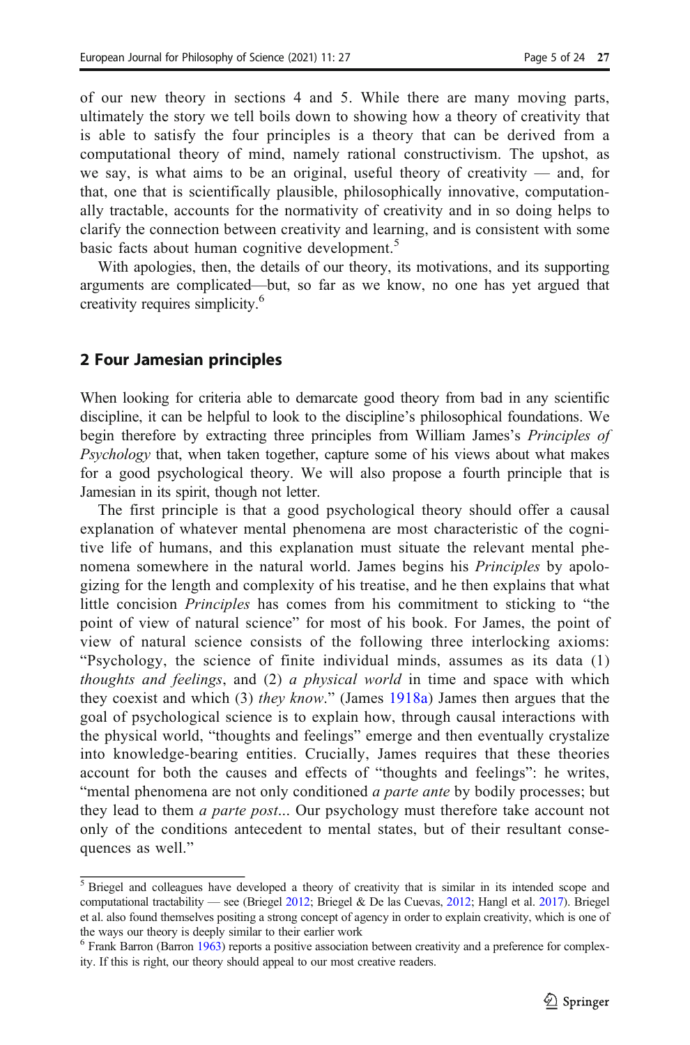of our new theory in sections 4 and 5. While there are many moving parts, ultimately the story we tell boils down to showing how a theory of creativity that is able to satisfy the four principles is a theory that can be derived from a computational theory of mind, namely rational constructivism. The upshot, as we say, is what aims to be an original, useful theory of creativity — and, for that, one that is scientifically plausible, philosophically innovative, computationally tractable, accounts for the normativity of creativity and in so doing helps to clarify the connection between creativity and learning, and is consistent with some basic facts about human cognitive development.[5]

With apologies, then, the details of our theory, its motivations, and its supporting arguments are complicated—but, so far as we know, no one has yet argued that creativity requires simplicity.[6]

## 2 Four Jamesian principles

When looking for criteria able to demarcate good theory from bad in any scientific discipline, it can be helpful to look to the discipline's philosophical foundations. We begin therefore by extracting three principles from William James's *Principles of Psychology* that, when taken together, capture some of his views about what makes for a good psychological theory. We will also propose a fourth principle that is Jamesian in its spirit, though not letter.

The first principle is that a good psychological theory should offer a causal explanation of whatever mental phenomena are most characteristic of the cognitive life of humans, and this explanation must situate the relevant mental phenomena somewhere in the natural world. James begins his *Principles* by apologizing for the length and complexity of his treatise, and he then explains that what little concision *Principles* has comes from his commitment to sticking to "the point of view of natural science" for most of his book. For James, the point of view of natural science consists of the following three interlocking axioms: "Psychology, the science of finite individual minds, assumes as its data (1) *thoughts and feelings*, and (2) *a physical world* in time and space with which they coexist and which (3) *they know*." (James 1918a) James then argues that the goal of psychological science is to explain how, through causal interactions with the physical world, "thoughts and feelings" emerge and then eventually crystalize into knowledge-bearing entities. Crucially, James requires that these theories account for both the causes and effects of "thoughts and feelings": he writes, "mental phenomena are not only conditioned *a parte ante* by bodily processes; but they lead to them *a parte post*... Our psychology must therefore take account not only of the conditions antecedent to mental states, but of their resultant consequences as well."

[5] Briegel and colleagues have developed a theory of creativity that is similar in its intended scope and computational tractability — see (Briegel 2012; Briegel & De las Cuevas, 2012; Hangl et al. 2017). Briegel et al. also found themselves positing a strong concept of agency in order to explain creativity, which is one of the ways our theory is deeply similar to their earlier work

[6] Frank Barron (Barron 1963) reports a positive association between creativity and a preference for complexity. If this is right, our theory should appeal to our most creative readers.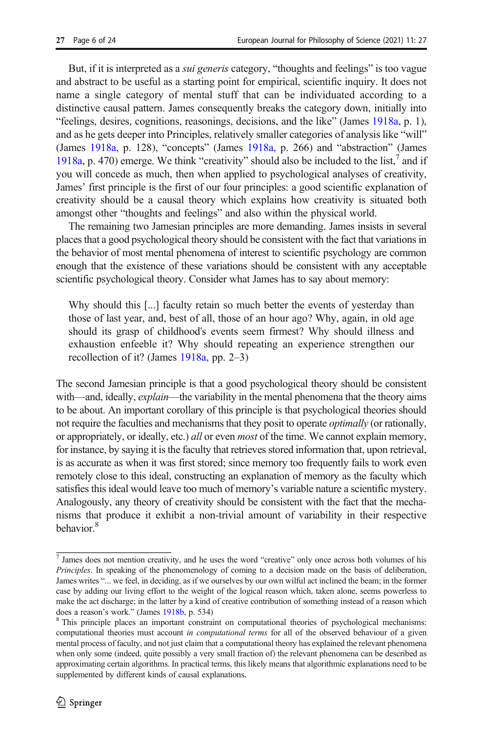But, if it is interpreted as a *sui generis* category, “thoughts and feelings” is too vague and abstract to be useful as a starting point for empirical, scientific inquiry. It does not name a single category of mental stuff that can be individuated according to a distinctive causal pattern. James consequently breaks the category down, initially into “feelings, desires, cognitions, reasonings, decisions, and the like” (James 1918a, p. 1), and as he gets deeper into Principles, relatively smaller categories of analysis like “will” (James 1918a, p. 128), “concepts” (James 1918a, p. 266) and “abstraction” (James 1918a, p. 470) emerge. We think “creativity” should also be included to the list,[7] and if you will concede as much, then when applied to psychological analyses of creativity, James' first principle is the first of our four principles: a good scientific explanation of creativity should be a causal theory which explains how creativity is situated both amongst other “thoughts and feelings” and also within the physical world.

The remaining two Jamesian principles are more demanding. James insists in several places that a good psychological theory should be consistent with the fact that variations in the behavior of most mental phenomena of interest to scientific psychology are common enough that the existence of these variations should be consistent with any acceptable scientific psychological theory. Consider what James has to say about memory:

> Why should this [...] faculty retain so much better the events of yesterday than those of last year, and, best of all, those of an hour ago? Why, again, in old age should its grasp of childhood's events seem firmest? Why should illness and exhaustion enfeeble it? Why should repeating an experience strengthen our recollection of it? (James 1918a, pp. 2–3)

The second Jamesian principle is that a good psychological theory should be consistent with—and, ideally, *explain*—the variability in the mental phenomena that the theory aims to be about. An important corollary of this principle is that psychological theories should not require the faculties and mechanisms that they posit to operate *optimally* (or rationally, or appropriately, or ideally, etc.) *all* or even *most* of the time. We cannot explain memory, for instance, by saying it is the faculty that retrieves stored information that, upon retrieval, is as accurate as when it was first stored; since memory too frequently fails to work even remotely close to this ideal, constructing an explanation of memory as the faculty which satisfies this ideal would leave too much of memory's variable nature a scientific mystery. Analogously, any theory of creativity should be consistent with the fact that the mechanisms that produce it exhibit a non-trivial amount of variability in their respective behavior.[8]

---

[7] James does not mention creativity, and he uses the word “creative” only once across both volumes of his *Principles*. In speaking of the phenomenology of coming to a decision made on the basis of deliberation, James writes “... we feel, in deciding, as if we ourselves by our own wilful act inclined the beam; in the former case by adding our living effort to the weight of the logical reason which, taken alone, seems powerless to make the act discharge; in the latter by a kind of creative contribution of something instead of a reason which does a reason's work.” (James 1918b, p. 534)

[8] This principle places an important constraint on computational theories of psychological mechanisms: computational theories must account *in computational terms* for all of the observed behaviour of a given mental process of faculty, and not just claim that a computational theory has explained the relevant phenomena when only some (indeed, quite possibly a very small fraction of) the relevant phenomena can be described as approximating certain algorithms. In practical terms, this likely means that algorithmic explanations need to be supplemented by different kinds of causal explanations.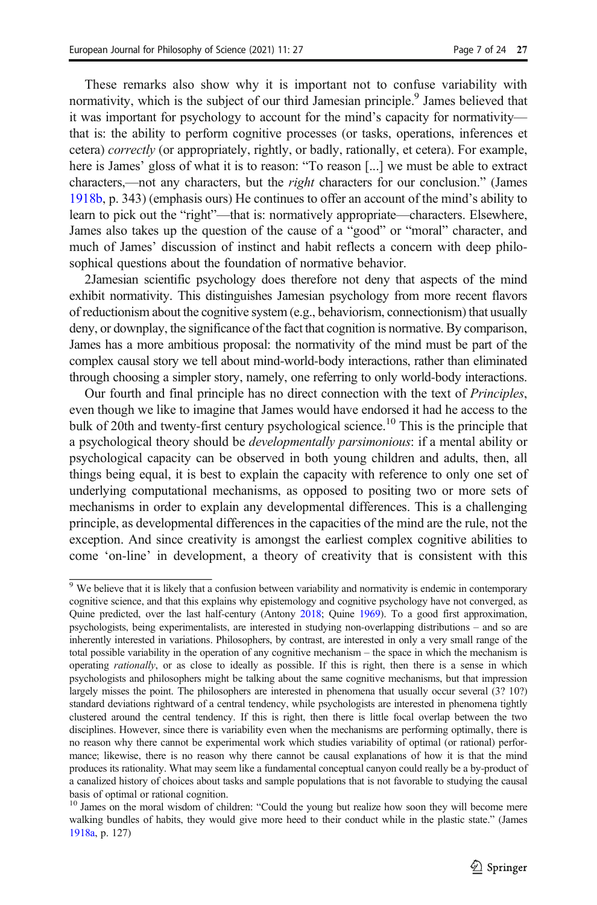These remarks also show why it is important not to confuse variability with normativity, which is the subject of our third Jamesian principle.[9] James believed that it was important for psychology to account for the mind's capacity for normativity—that is: the ability to perform cognitive processes (or tasks, operations, inferences et cetera) *correctly* (or appropriately, rightly, or badly, rationally, et cetera). For example, here is James' gloss of what it is to reason: "To reason [...] we must be able to extract characters,—not any characters, but the *right* characters for our conclusion." (James 1918b, p. 343) (emphasis ours) He continues to offer an account of the mind's ability to learn to pick out the "right"—that is: normatively appropriate—characters. Elsewhere, James also takes up the question of the cause of a "good" or "moral" character, and much of James' discussion of instinct and habit reflects a concern with deep philosophical questions about the foundation of normative behavior.

2Jamesian scientific psychology does therefore not deny that aspects of the mind exhibit normativity. This distinguishes Jamesian psychology from more recent flavors of reductionism about the cognitive system (e.g., behaviorism, connectionism) that usually deny, or downplay, the significance of the fact that cognition is normative. By comparison, James has a more ambitious proposal: the normativity of the mind must be part of the complex causal story we tell about mind-world-body interactions, rather than eliminated through choosing a simpler story, namely, one referring to only world-body interactions.

Our fourth and final principle has no direct connection with the text of *Principles*, even though we like to imagine that James would have endorsed it had he access to the bulk of 20th and twenty-first century psychological science.[10] This is the principle that a psychological theory should be *developmentally parsimonious*: if a mental ability or psychological capacity can be observed in both young children and adults, then, all things being equal, it is best to explain the capacity with reference to only one set of underlying computational mechanisms, as opposed to positing two or more sets of mechanisms in order to explain any developmental differences. This is a challenging principle, as developmental differences in the capacities of the mind are the rule, not the exception. And since creativity is amongst the earliest complex cognitive abilities to come 'on-line' in development, a theory of creativity that is consistent with this

---

[9] We believe that it is likely that a confusion between variability and normativity is endemic in contemporary cognitive science, and that this explains why epistemology and cognitive psychology have not converged, as Quine predicted, over the last half-century (Antony 2018; Quine 1969). To a good first approximation, psychologists, being experimentalists, are interested in studying non-overlapping distributions – and so are inherently interested in variations. Philosophers, by contrast, are interested in only a very small range of the total possible variability in the operation of any cognitive mechanism – the space in which the mechanism is operating *rationally*, or as close to ideally as possible. If this is right, then there is a sense in which psychologists and philosophers might be talking about the same cognitive mechanisms, but that impression largely misses the point. The philosophers are interested in phenomena that usually occur several (3? 10?) standard deviations rightward of a central tendency, while psychologists are interested in phenomena tightly clustered around the central tendency. If this is right, then there is little focal overlap between the two disciplines. However, since there is variability even when the mechanisms are performing optimally, there is no reason why there cannot be experimental work which studies variability of optimal (or rational) performance; likewise, there is no reason why there cannot be causal explanations of how it is that the mind produces its rationality. What may seem like a fundamental conceptual canyon could really be a by-product of a canalized history of choices about tasks and sample populations that is not favorable to studying the causal basis of optimal or rational cognition.

[10] James on the moral wisdom of children: "Could the young but realize how soon they will become mere walking bundles of habits, they would give more heed to their conduct while in the plastic state." (James 1918a, p. 127)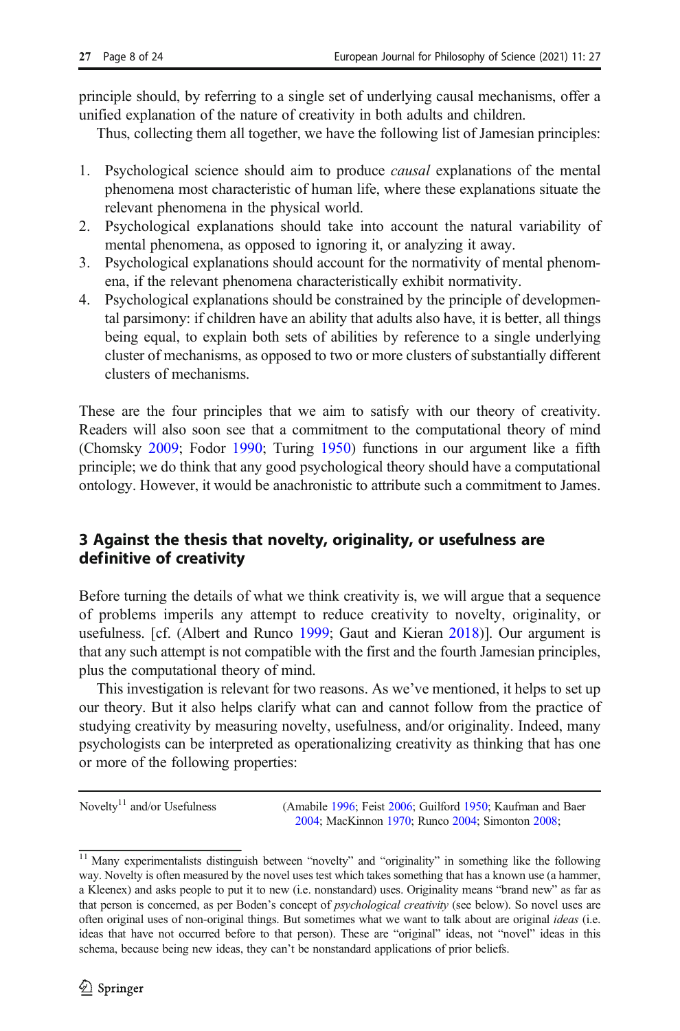principle should, by referring to a single set of underlying causal mechanisms, offer a unified explanation of the nature of creativity in both adults and children.

Thus, collecting them all together, we have the following list of Jamesian principles:

1. Psychological science should aim to produce *causal* explanations of the mental phenomena most characteristic of human life, where these explanations situate the relevant phenomena in the physical world.
2. Psychological explanations should take into account the natural variability of mental phenomena, as opposed to ignoring it, or analyzing it away.
3. Psychological explanations should account for the normativity of mental phenomena, if the relevant phenomena characteristically exhibit normativity.
4. Psychological explanations should be constrained by the principle of developmental parsimony: if children have an ability that adults also have, it is better, all things being equal, to explain both sets of abilities by reference to a single underlying cluster of mechanisms, as opposed to two or more clusters of substantially different clusters of mechanisms.

These are the four principles that we aim to satisfy with our theory of creativity. Readers will also soon see that a commitment to the computational theory of mind (Chomsky 2009; Fodor 1990; Turing 1950) functions in our argument like a fifth principle; we do think that any good psychological theory should have a computational ontology. However, it would be anachronistic to attribute such a commitment to James.

## 3 Against the thesis that novelty, originality, or usefulness are definitive of creativity

Before turning the details of what we think creativity is, we will argue that a sequence of problems imperils any attempt to reduce creativity to novelty, originality, or usefulness. [cf. (Albert and Runco 1999; Gaut and Kieran 2018)]. Our argument is that any such attempt is not compatible with the first and the fourth Jamesian principles, plus the computational theory of mind.

This investigation is relevant for two reasons. As we've mentioned, it helps to set up our theory. But it also helps clarify what can and cannot follow from the practice of studying creativity by measuring novelty, usefulness, and/or originality. Indeed, many psychologists can be interpreted as operationalizing creativity as thinking that has one or more of the following properties:

| | |
|---|---|
| Novelty[11] and/or Usefulness | (Amabile 1996; Feist 2006; Guilford 1950; Kaufman and Baer 2004; MacKinnon 1970; Runco 2004; Simonton 2008; |

[11] Many experimentalists distinguish between "novelty" and "originality" in something like the following way. Novelty is often measured by the novel uses test which takes something that has a known use (a hammer, a Kleenex) and asks people to put it to new (i.e. nonstandard) uses. Originality means "brand new" as far as that person is concerned, as per Boden's concept of *psychological creativity* (see below). So novel uses are often original uses of non-original things. But sometimes what we want to talk about are original *ideas* (i.e. ideas that have not occurred before to that person). These are "original" ideas, not "novel" ideas in this schema, because being new ideas, they can't be nonstandard applications of prior beliefs.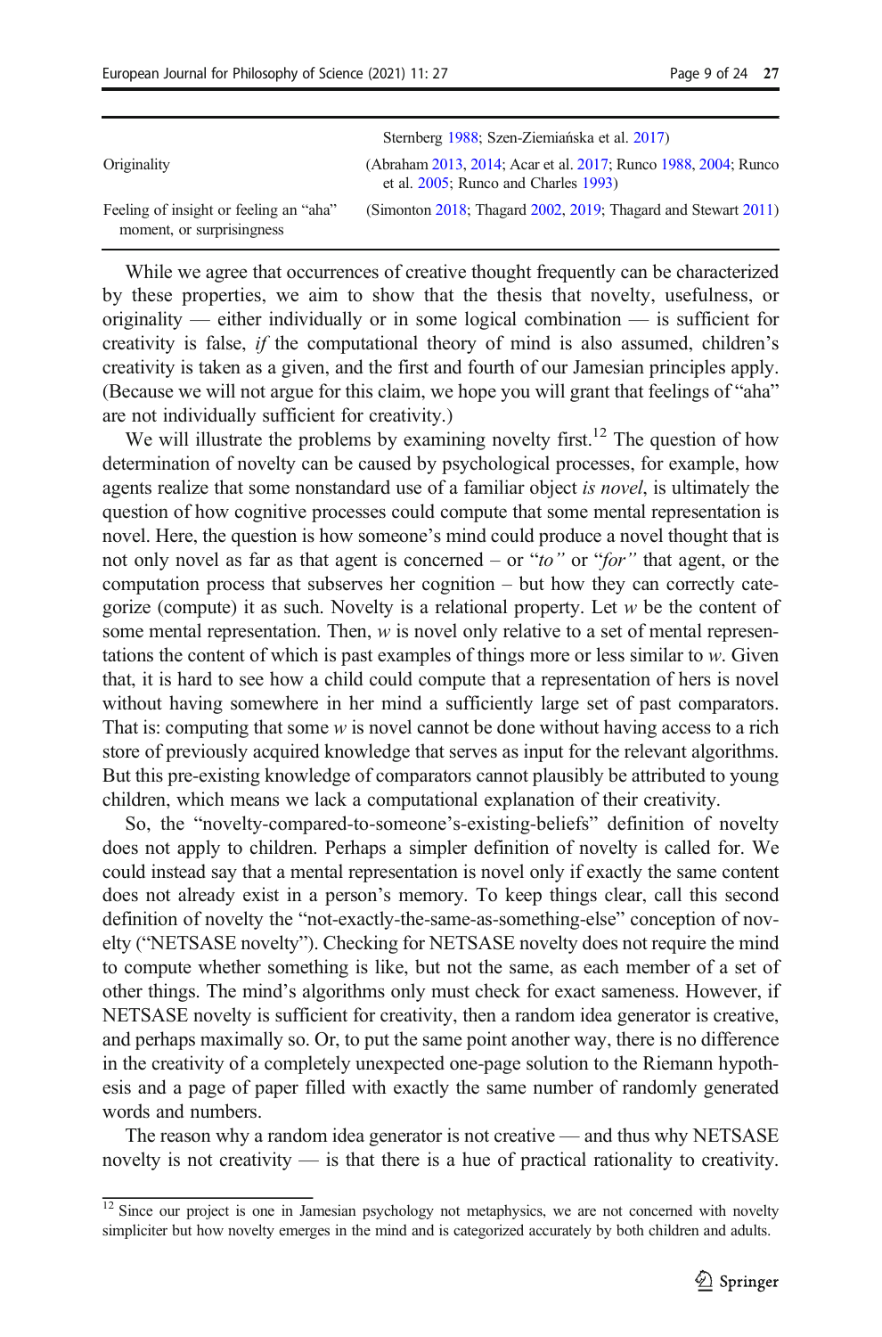| | |
|---|---|
| | Sternberg 1988; Szen-Ziemiańska et al. 2017) |
| Originality | (Abraham 2013, 2014; Acar et al. 2017; Runco 1988, 2004; Runco et al. 2005; Runco and Charles 1993) |
| Feeling of insight or feeling an "aha" moment, or surprisingness | (Simonton 2018; Thagard 2002, 2019; Thagard and Stewart 2011) |

While we agree that occurrences of creative thought frequently can be characterized by these properties, we aim to show that the thesis that novelty, usefulness, or originality — either individually or in some logical combination — is sufficient for creativity is false, *if* the computational theory of mind is also assumed, children's creativity is taken as a given, and the first and fourth of our Jamesian principles apply. (Because we will not argue for this claim, we hope you will grant that feelings of "aha" are not individually sufficient for creativity.)

We will illustrate the problems by examining novelty first.[12] The question of how determination of novelty can be caused by psychological processes, for example, how agents realize that some nonstandard use of a familiar object *is novel*, is ultimately the question of how cognitive processes could compute that some mental representation is novel. Here, the question is how someone's mind could produce a novel thought that is not only novel as far as that agent is concerned – or "*to*" or "*for*" that agent, or the computation process that subserves her cognition – but how they can correctly categorize (compute) it as such. Novelty is a relational property. Let $w$ be the content of some mental representation. Then, $w$ is novel only relative to a set of mental representations the content of which is past examples of things more or less similar to $w$. Given that, it is hard to see how a child could compute that a representation of hers is novel without having somewhere in her mind a sufficiently large set of past comparators. That is: computing that some $w$ is novel cannot be done without having access to a rich store of previously acquired knowledge that serves as input for the relevant algorithms. But this pre-existing knowledge of comparators cannot plausibly be attributed to young children, which means we lack a computational explanation of their creativity.

So, the "novelty-compared-to-someone's-existing-beliefs" definition of novelty does not apply to children. Perhaps a simpler definition of novelty is called for. We could instead say that a mental representation is novel only if exactly the same content does not already exist in a person's memory. To keep things clear, call this second definition of novelty the "not-exactly-the-same-as-something-else" conception of novelty ("NETSASE novelty"). Checking for NETSASE novelty does not require the mind to compute whether something is like, but not the same, as each member of a set of other things. The mind's algorithms only must check for exact sameness. However, if NETSASE novelty is sufficient for creativity, then a random idea generator is creative, and perhaps maximally so. Or, to put the same point another way, there is no difference in the creativity of a completely unexpected one-page solution to the Riemann hypothesis and a page of paper filled with exactly the same number of randomly generated words and numbers.

The reason why a random idea generator is not creative — and thus why NETSASE novelty is not creativity — is that there is a hue of practical rationality to creativity.

[12] Since our project is one in Jamesian psychology not metaphysics, we are not concerned with novelty simpliciter but how novelty emerges in the mind and is categorized accurately by both children and adults.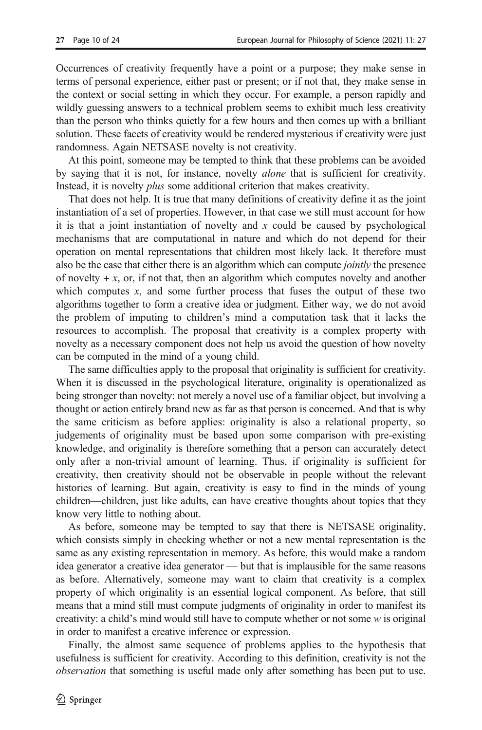Occurrences of creativity frequently have a point or a purpose; they make sense in terms of personal experience, either past or present; or if not that, they make sense in the context or social setting in which they occur. For example, a person rapidly and wildly guessing answers to a technical problem seems to exhibit much less creativity than the person who thinks quietly for a few hours and then comes up with a brilliant solution. These facets of creativity would be rendered mysterious if creativity were just randomness. Again NETSASE novelty is not creativity.

At this point, someone may be tempted to think that these problems can be avoided by saying that it is not, for instance, novelty *alone* that is sufficient for creativity. Instead, it is novelty *plus* some additional criterion that makes creativity.

That does not help. It is true that many definitions of creativity define it as the joint instantiation of a set of properties. However, in that case we still must account for how it is that a joint instantiation of novelty and $x$ could be caused by psychological mechanisms that are computational in nature and which do not depend for their operation on mental representations that children most likely lack. It therefore must also be the case that either there is an algorithm which can compute *jointly* the presence of novelty $+ x$, or, if not that, then an algorithm which computes novelty and another which computes $x$, and some further process that fuses the output of these two algorithms together to form a creative idea or judgment. Either way, we do not avoid the problem of imputing to children's mind a computation task that it lacks the resources to accomplish. The proposal that creativity is a complex property with novelty as a necessary component does not help us avoid the question of how novelty can be computed in the mind of a young child.

The same difficulties apply to the proposal that originality is sufficient for creativity. When it is discussed in the psychological literature, originality is operationalized as being stronger than novelty: not merely a novel use of a familiar object, but involving a thought or action entirely brand new as far as that person is concerned. And that is why the same criticism as before applies: originality is also a relational property, so judgements of originality must be based upon some comparison with pre-existing knowledge, and originality is therefore something that a person can accurately detect only after a non-trivial amount of learning. Thus, if originality is sufficient for creativity, then creativity should not be observable in people without the relevant histories of learning. But again, creativity is easy to find in the minds of young children—children, just like adults, can have creative thoughts about topics that they know very little to nothing about.

As before, someone may be tempted to say that there is NETSASE originality, which consists simply in checking whether or not a new mental representation is the same as any existing representation in memory. As before, this would make a random idea generator a creative idea generator — but that is implausible for the same reasons as before. Alternatively, someone may want to claim that creativity is a complex property of which originality is an essential logical component. As before, that still means that a mind still must compute judgments of originality in order to manifest its creativity: a child's mind would still have to compute whether or not some $w$ is original in order to manifest a creative inference or expression.

Finally, the almost same sequence of problems applies to the hypothesis that usefulness is sufficient for creativity. According to this definition, creativity is not the *observation* that something is useful made only after something has been put to use.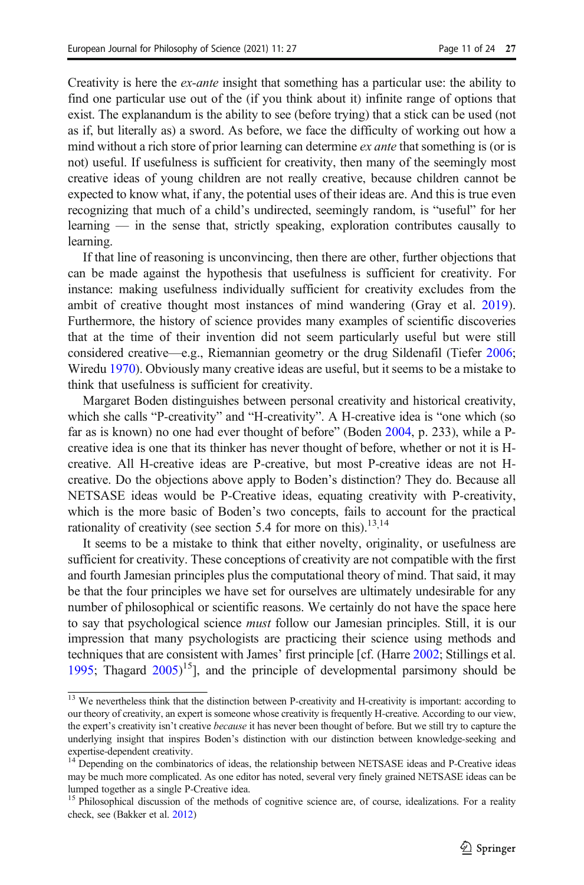Creativity is here the *ex-ante* insight that something has a particular use: the ability to find one particular use out of the (if you think about it) infinite range of options that exist. The explanandum is the ability to see (before trying) that a stick can be used (not as if, but literally as) a sword. As before, we face the difficulty of working out how a mind without a rich store of prior learning can determine *ex ante* that something is (or is not) useful. If usefulness is sufficient for creativity, then many of the seemingly most creative ideas of young children are not really creative, because children cannot be expected to know what, if any, the potential uses of their ideas are. And this is true even recognizing that much of a child's undirected, seemingly random, is "useful" for her learning — in the sense that, strictly speaking, exploration contributes causally to learning.

If that line of reasoning is unconvincing, then there are other, further objections that can be made against the hypothesis that usefulness is sufficient for creativity. For instance: making usefulness individually sufficient for creativity excludes from the ambit of creative thought most instances of mind wandering (Gray et al. 2019). Furthermore, the history of science provides many examples of scientific discoveries that at the time of their invention did not seem particularly useful but were still considered creative—e.g., Riemannian geometry or the drug Sildenafil (Tiefer 2006; Wiredu 1970). Obviously many creative ideas are useful, but it seems to be a mistake to think that usefulness is sufficient for creativity.

Margaret Boden distinguishes between personal creativity and historical creativity, which she calls "P-creativity" and "H-creativity". A H-creative idea is "one which (so far as is known) no one had ever thought of before" (Boden 2004, p. 233), while a P-creative idea is one that its thinker has never thought of before, whether or not it is H-creative. All H-creative ideas are P-creative, but most P-creative ideas are not H-creative. Do the objections above apply to Boden's distinction? They do. Because all NETSASE ideas would be P-Creative ideas, equating creativity with P-creativity, which is the more basic of Boden's two concepts, fails to account for the practical rationality of creativity (see section 5.4 for more on this).[13,14]

It seems to be a mistake to think that either novelty, originality, or usefulness are sufficient for creativity. These conceptions of creativity are not compatible with the first and fourth Jamesian principles plus the computational theory of mind. That said, it may be that the four principles we have set for ourselves are ultimately undesirable for any number of philosophical or scientific reasons. We certainly do not have the space here to say that psychological science *must* follow our Jamesian principles. Still, it is our impression that many psychologists are practicing their science using methods and techniques that are consistent with James' first principle [cf. (Harre 2002; Stillings et al. 1995; Thagard 2005)[15]], and the principle of developmental parsimony should be

---

[13] We nevertheless think that the distinction between P-creativity and H-creativity is important: according to our theory of creativity, an expert is someone whose creativity is frequently H-creative. According to our view, the expert's creativity isn't creative *because* it has never been thought of before. But we still try to capture the underlying insight that inspires Boden's distinction with our distinction between knowledge-seeking and expertise-dependent creativity.

[14] Depending on the combinatorics of ideas, the relationship between NETSASE ideas and P-Creative ideas may be much more complicated. As one editor has noted, several very finely grained NETSASE ideas can be lumped together as a single P-Creative idea.

[15] Philosophical discussion of the methods of cognitive science are, of course, idealizations. For a reality check, see (Bakker et al. 2012)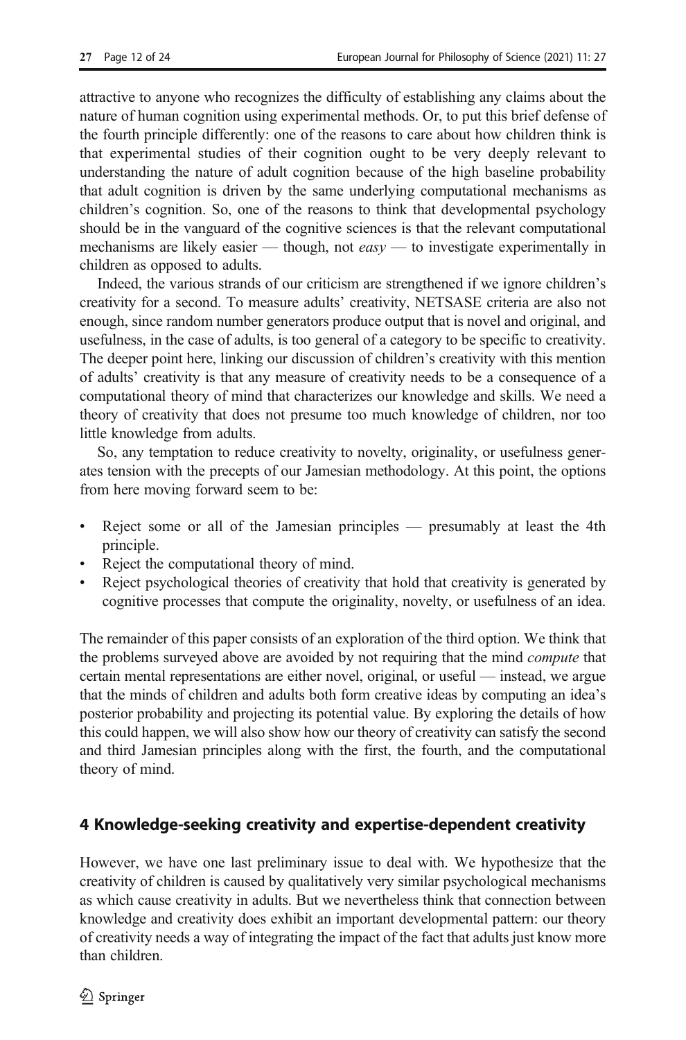attractive to anyone who recognizes the difficulty of establishing any claims about the nature of human cognition using experimental methods. Or, to put this brief defense of the fourth principle differently: one of the reasons to care about how children think is that experimental studies of their cognition ought to be very deeply relevant to understanding the nature of adult cognition because of the high baseline probability that adult cognition is driven by the same underlying computational mechanisms as children's cognition. So, one of the reasons to think that developmental psychology should be in the vanguard of the cognitive sciences is that the relevant computational mechanisms are likely easier — though, not *easy* — to investigate experimentally in children as opposed to adults.

Indeed, the various strands of our criticism are strengthened if we ignore children's creativity for a second. To measure adults' creativity, NETSASE criteria are also not enough, since random number generators produce output that is novel and original, and usefulness, in the case of adults, is too general of a category to be specific to creativity. The deeper point here, linking our discussion of children's creativity with this mention of adults' creativity is that any measure of creativity needs to be a consequence of a computational theory of mind that characterizes our knowledge and skills. We need a theory of creativity that does not presume too much knowledge of children, nor too little knowledge from adults.

So, any temptation to reduce creativity to novelty, originality, or usefulness generates tension with the precepts of our Jamesian methodology. At this point, the options from here moving forward seem to be:

- Reject some or all of the Jamesian principles — presumably at least the 4th principle.
- Reject the computational theory of mind.
- Reject psychological theories of creativity that hold that creativity is generated by cognitive processes that compute the originality, novelty, or usefulness of an idea.

The remainder of this paper consists of an exploration of the third option. We think that the problems surveyed above are avoided by not requiring that the mind *compute* that certain mental representations are either novel, original, or useful — instead, we argue that the minds of children and adults both form creative ideas by computing an idea's posterior probability and projecting its potential value. By exploring the details of how this could happen, we will also show how our theory of creativity can satisfy the second and third Jamesian principles along with the first, the fourth, and the computational theory of mind.

## 4 Knowledge-seeking creativity and expertise-dependent creativity

However, we have one last preliminary issue to deal with. We hypothesize that the creativity of children is caused by qualitatively very similar psychological mechanisms as which cause creativity in adults. But we nevertheless think that connection between knowledge and creativity does exhibit an important developmental pattern: our theory of creativity needs a way of integrating the impact of the fact that adults just know more than children.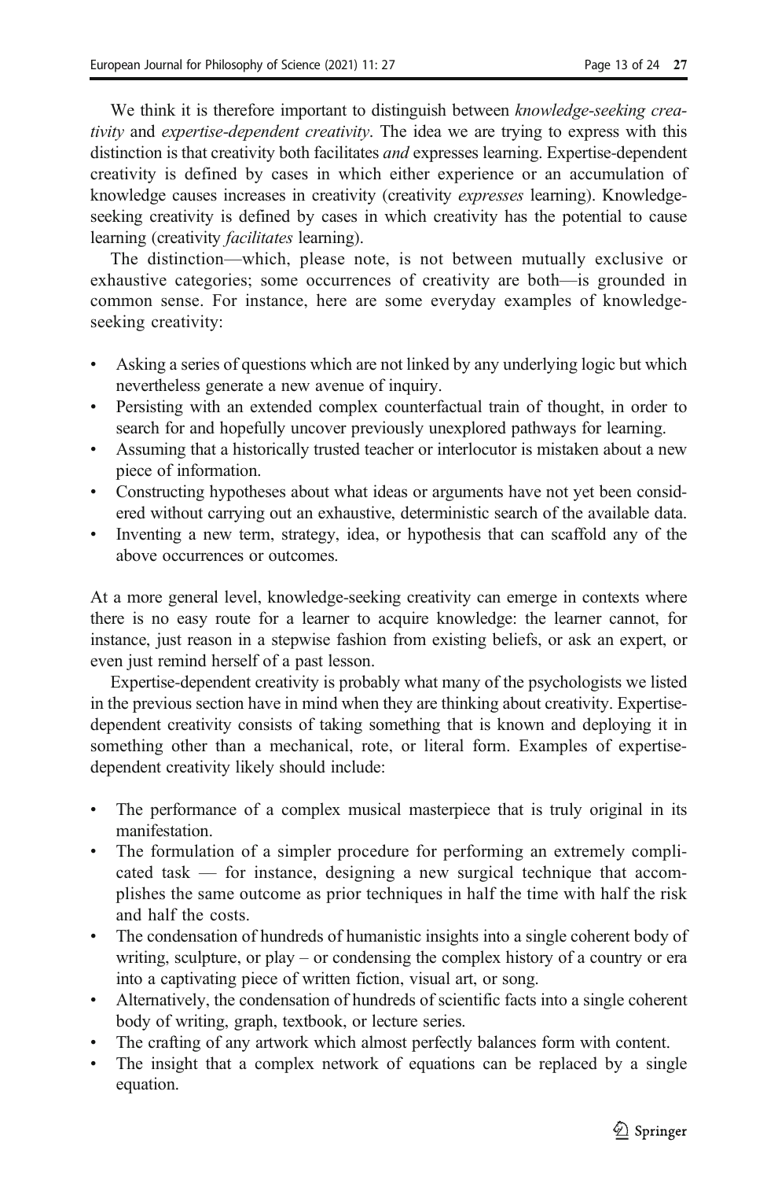We think it is therefore important to distinguish between *knowledge-seeking creativity* and *expertise-dependent creativity*. The idea we are trying to express with this distinction is that creativity both facilitates *and* expresses learning. Expertise-dependent creativity is defined by cases in which either experience or an accumulation of knowledge causes increases in creativity (creativity *expresses* learning). Knowledge-seeking creativity is defined by cases in which creativity has the potential to cause learning (creativity *facilitates* learning).

The distinction—which, please note, is not between mutually exclusive or exhaustive categories; some occurrences of creativity are both—is grounded in common sense. For instance, here are some everyday examples of knowledge-seeking creativity:

- Asking a series of questions which are not linked by any underlying logic but which nevertheless generate a new avenue of inquiry.
- Persisting with an extended complex counterfactual train of thought, in order to search for and hopefully uncover previously unexplored pathways for learning.
- Assuming that a historically trusted teacher or interlocutor is mistaken about a new piece of information.
- Constructing hypotheses about what ideas or arguments have not yet been considered without carrying out an exhaustive, deterministic search of the available data.
- Inventing a new term, strategy, idea, or hypothesis that can scaffold any of the above occurrences or outcomes.

At a more general level, knowledge-seeking creativity can emerge in contexts where there is no easy route for a learner to acquire knowledge: the learner cannot, for instance, just reason in a stepwise fashion from existing beliefs, or ask an expert, or even just remind herself of a past lesson.

Expertise-dependent creativity is probably what many of the psychologists we listed in the previous section have in mind when they are thinking about creativity. Expertise-dependent creativity consists of taking something that is known and deploying it in something other than a mechanical, rote, or literal form. Examples of expertise-dependent creativity likely should include:

- The performance of a complex musical masterpiece that is truly original in its manifestation.
- The formulation of a simpler procedure for performing an extremely complicated task — for instance, designing a new surgical technique that accomplishes the same outcome as prior techniques in half the time with half the risk and half the costs.
- The condensation of hundreds of humanistic insights into a single coherent body of writing, sculpture, or play – or condensing the complex history of a country or era into a captivating piece of written fiction, visual art, or song.
- Alternatively, the condensation of hundreds of scientific facts into a single coherent body of writing, graph, textbook, or lecture series.
- The crafting of any artwork which almost perfectly balances form with content.
- The insight that a complex network of equations can be replaced by a single equation.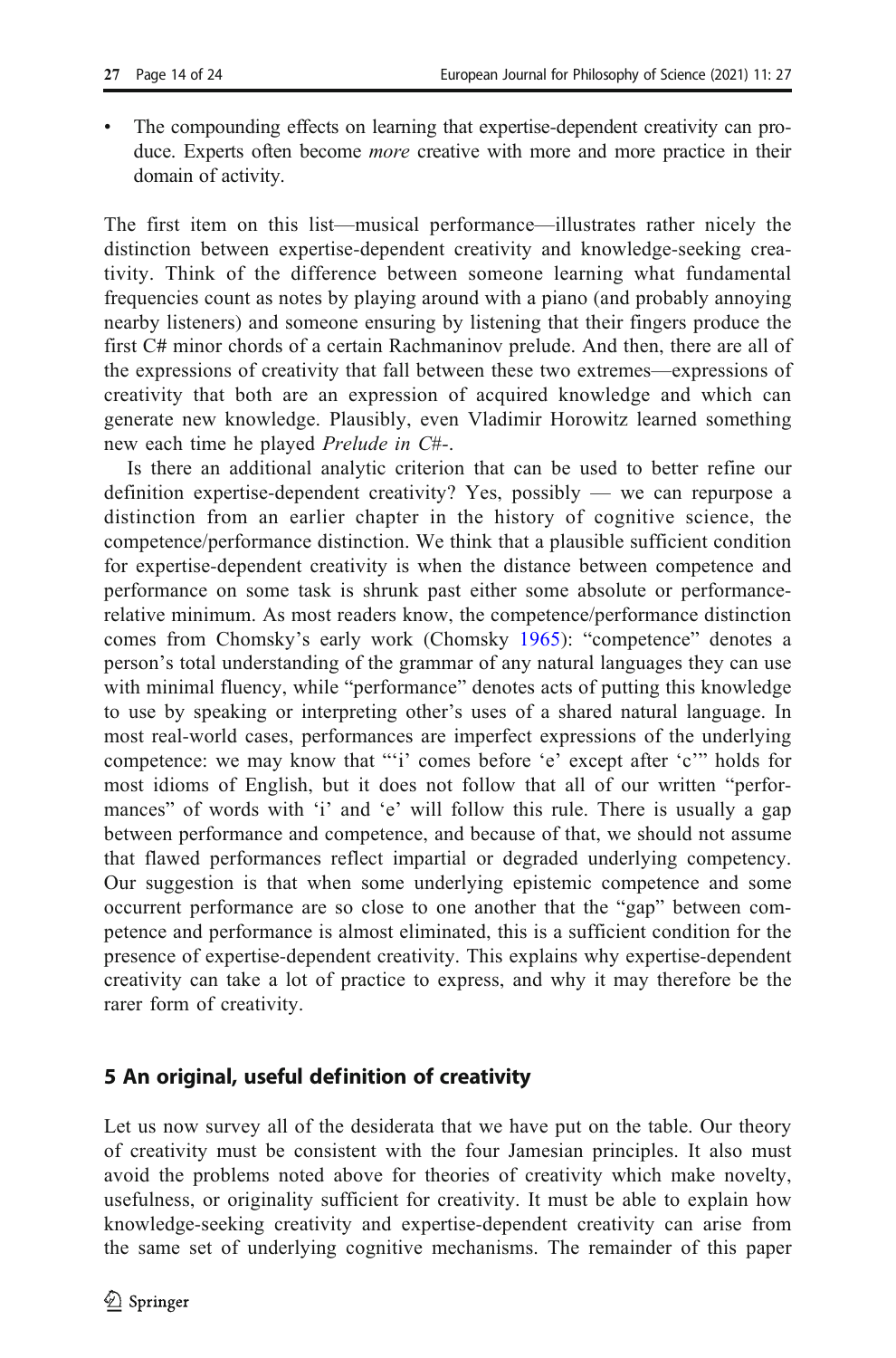- The compounding effects on learning that expertise-dependent creativity can produce. Experts often become *more* creative with more and more practice in their domain of activity.

The first item on this list—musical performance—illustrates rather nicely the distinction between expertise-dependent creativity and knowledge-seeking creativity. Think of the difference between someone learning what fundamental frequencies count as notes by playing around with a piano (and probably annoying nearby listeners) and someone ensuring by listening that their fingers produce the first C# minor chords of a certain Rachmaninov prelude. And then, there are all of the expressions of creativity that fall between these two extremes—expressions of creativity that both are an expression of acquired knowledge and which can generate new knowledge. Plausibly, even Vladimir Horowitz learned something new each time he played *Prelude in C#-*.

Is there an additional analytic criterion that can be used to better refine our definition expertise-dependent creativity? Yes, possibly — we can repurpose a distinction from an earlier chapter in the history of cognitive science, the competence/performance distinction. We think that a plausible sufficient condition for expertise-dependent creativity is when the distance between competence and performance on some task is shrunk past either some absolute or performance-relative minimum. As most readers know, the competence/performance distinction comes from Chomsky's early work (Chomsky 1965): "competence" denotes a person's total understanding of the grammar of any natural languages they can use with minimal fluency, while "performance" denotes acts of putting this knowledge to use by speaking or interpreting other's uses of a shared natural language. In most real-world cases, performances are imperfect expressions of the underlying competence: we may know that "'i' comes before 'e' except after 'c'" holds for most idioms of English, but it does not follow that all of our written "performances" of words with 'i' and 'e' will follow this rule. There is usually a gap between performance and competence, and because of that, we should not assume that flawed performances reflect impartial or degraded underlying competency. Our suggestion is that when some underlying epistemic competence and some occurrent performance are so close to one another that the "gap" between competence and performance is almost eliminated, this is a sufficient condition for the presence of expertise-dependent creativity. This explains why expertise-dependent creativity can take a lot of practice to express, and why it may therefore be the rarer form of creativity.

## 5 An original, useful definition of creativity

Let us now survey all of the desiderata that we have put on the table. Our theory of creativity must be consistent with the four Jamesian principles. It also must avoid the problems noted above for theories of creativity which make novelty, usefulness, or originality sufficient for creativity. It must be able to explain how knowledge-seeking creativity and expertise-dependent creativity can arise from the same set of underlying cognitive mechanisms. The remainder of this paper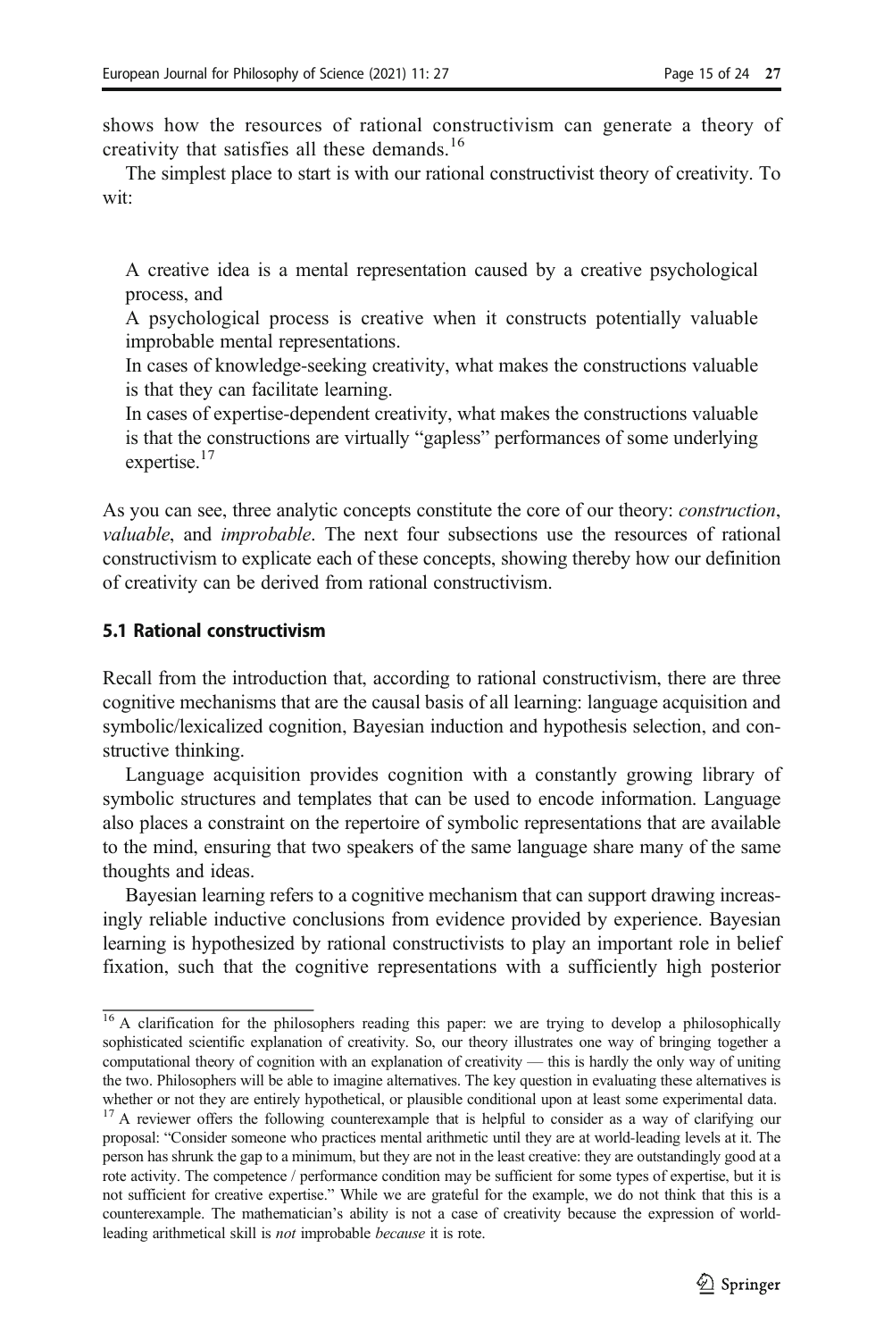shows how the resources of rational constructivism can generate a theory of creativity that satisfies all these demands.[16]

The simplest place to start is with our rational constructivist theory of creativity. To wit:

> A creative idea is a mental representation caused by a creative psychological process, and
>
> A psychological process is creative when it constructs potentially valuable improbable mental representations.
>
> In cases of knowledge-seeking creativity, what makes the constructions valuable is that they can facilitate learning.
>
> In cases of expertise-dependent creativity, what makes the constructions valuable is that the constructions are virtually "gapless" performances of some underlying expertise.[17]

As you can see, three analytic concepts constitute the core of our theory: *construction*, *valuable*, and *improbable*. The next four subsections use the resources of rational constructivism to explicate each of these concepts, showing thereby how our definition of creativity can be derived from rational constructivism.

### 5.1 Rational constructivism

Recall from the introduction that, according to rational constructivism, there are three cognitive mechanisms that are the causal basis of all learning: language acquisition and symbolic/lexicalized cognition, Bayesian induction and hypothesis selection, and constructive thinking.

Language acquisition provides cognition with a constantly growing library of symbolic structures and templates that can be used to encode information. Language also places a constraint on the repertoire of symbolic representations that are available to the mind, ensuring that two speakers of the same language share many of the same thoughts and ideas.

Bayesian learning refers to a cognitive mechanism that can support drawing increasingly reliable inductive conclusions from evidence provided by experience. Bayesian learning is hypothesized by rational constructivists to play an important role in belief fixation, such that the cognitive representations with a sufficiently high posterior

---

[16] A clarification for the philosophers reading this paper: we are trying to develop a philosophically sophisticated scientific explanation of creativity. So, our theory illustrates one way of bringing together a computational theory of cognition with an explanation of creativity — this is hardly the only way of uniting the two. Philosophers will be able to imagine alternatives. The key question in evaluating these alternatives is whether or not they are entirely hypothetical, or plausible conditional upon at least some experimental data.

[17] A reviewer offers the following counterexample that is helpful to consider as a way of clarifying our proposal: "Consider someone who practices mental arithmetic until they are at world-leading levels at it. The person has shrunk the gap to a minimum, but they are not in the least creative: they are outstandingly good at a rote activity. The competence / performance condition may be sufficient for some types of expertise, but it is not sufficient for creative expertise." While we are grateful for the example, we do not think that this is a counterexample. The mathematician's ability is not a case of creativity because the expression of world-leading arithmetical skill is *not* improbable *because* it is rote.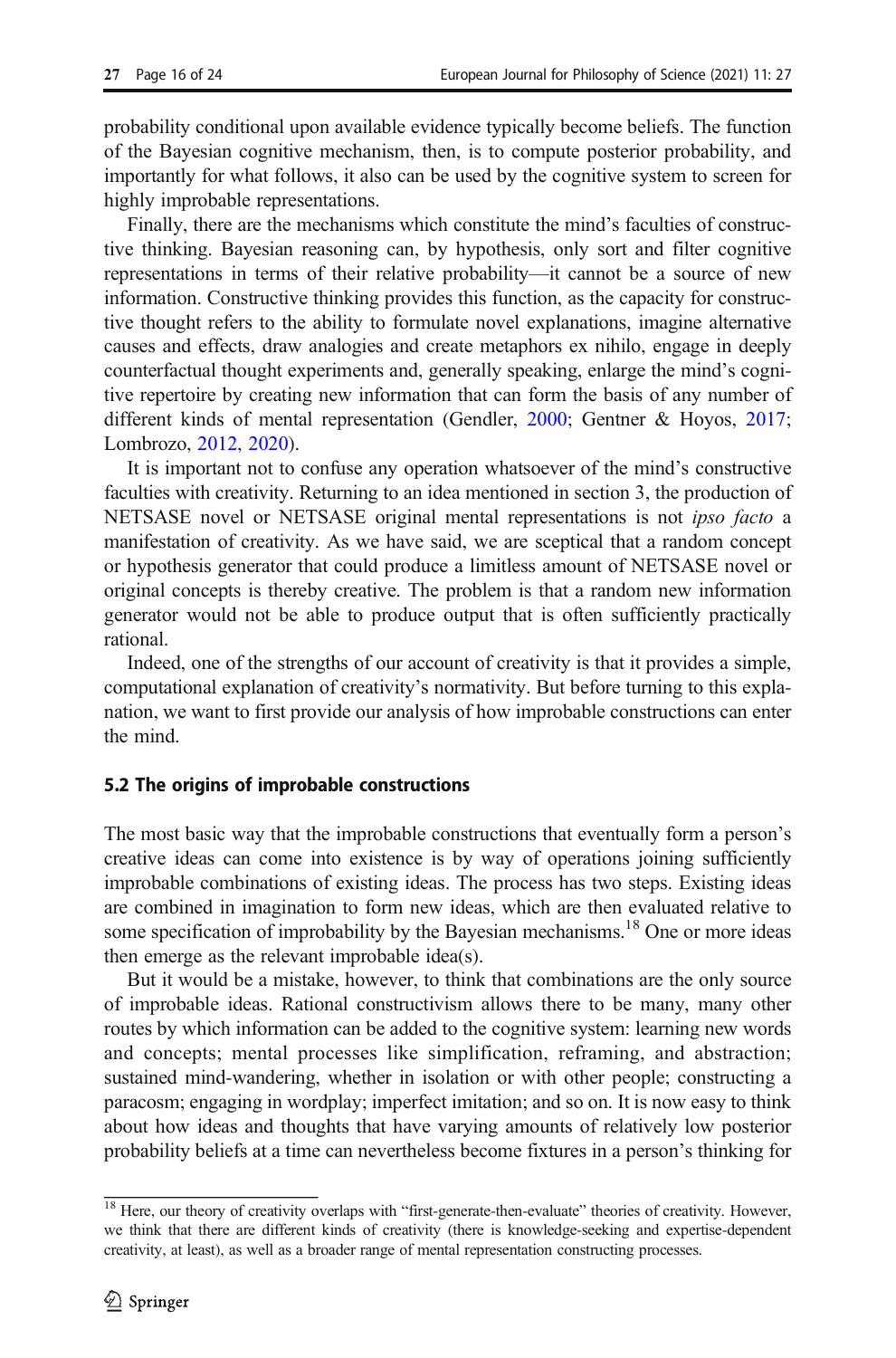probability conditional upon available evidence typically become beliefs. The function of the Bayesian cognitive mechanism, then, is to compute posterior probability, and importantly for what follows, it also can be used by the cognitive system to screen for highly improbable representations.

Finally, there are the mechanisms which constitute the mind's faculties of constructive thinking. Bayesian reasoning can, by hypothesis, only sort and filter cognitive representations in terms of their relative probability—it cannot be a source of new information. Constructive thinking provides this function, as the capacity for constructive thought refers to the ability to formulate novel explanations, imagine alternative causes and effects, draw analogies and create metaphors ex nihilo, engage in deeply counterfactual thought experiments and, generally speaking, enlarge the mind's cognitive repertoire by creating new information that can form the basis of any number of different kinds of mental representation (Gendler, 2000; Gentner & Hoyos, 2017; Lombrozo, 2012, 2020).

It is important not to confuse any operation whatsoever of the mind's constructive faculties with creativity. Returning to an idea mentioned in section 3, the production of NETSASE novel or NETSASE original mental representations is not *ipso facto* a manifestation of creativity. As we have said, we are sceptical that a random concept or hypothesis generator that could produce a limitless amount of NETSASE novel or original concepts is thereby creative. The problem is that a random new information generator would not be able to produce output that is often sufficiently practically rational.

Indeed, one of the strengths of our account of creativity is that it provides a simple, computational explanation of creativity's normativity. But before turning to this explanation, we want to first provide our analysis of how improbable constructions can enter the mind.

### 5.2 The origins of improbable constructions

The most basic way that the improbable constructions that eventually form a person's creative ideas can come into existence is by way of operations joining sufficiently improbable combinations of existing ideas. The process has two steps. Existing ideas are combined in imagination to form new ideas, which are then evaluated relative to some specification of improbability by the Bayesian mechanisms.[18] One or more ideas then emerge as the relevant improbable idea(s).

But it would be a mistake, however, to think that combinations are the only source of improbable ideas. Rational constructivism allows there to be many, many other routes by which information can be added to the cognitive system: learning new words and concepts; mental processes like simplification, reframing, and abstraction; sustained mind-wandering, whether in isolation or with other people; constructing a paracosm; engaging in wordplay; imperfect imitation; and so on. It is now easy to think about how ideas and thoughts that have varying amounts of relatively low posterior probability beliefs at a time can nevertheless become fixtures in a person's thinking for

---

[18] Here, our theory of creativity overlaps with "first-generate-then-evaluate" theories of creativity. However, we think that there are different kinds of creativity (there is knowledge-seeking and expertise-dependent creativity, at least), as well as a broader range of mental representation constructing processes.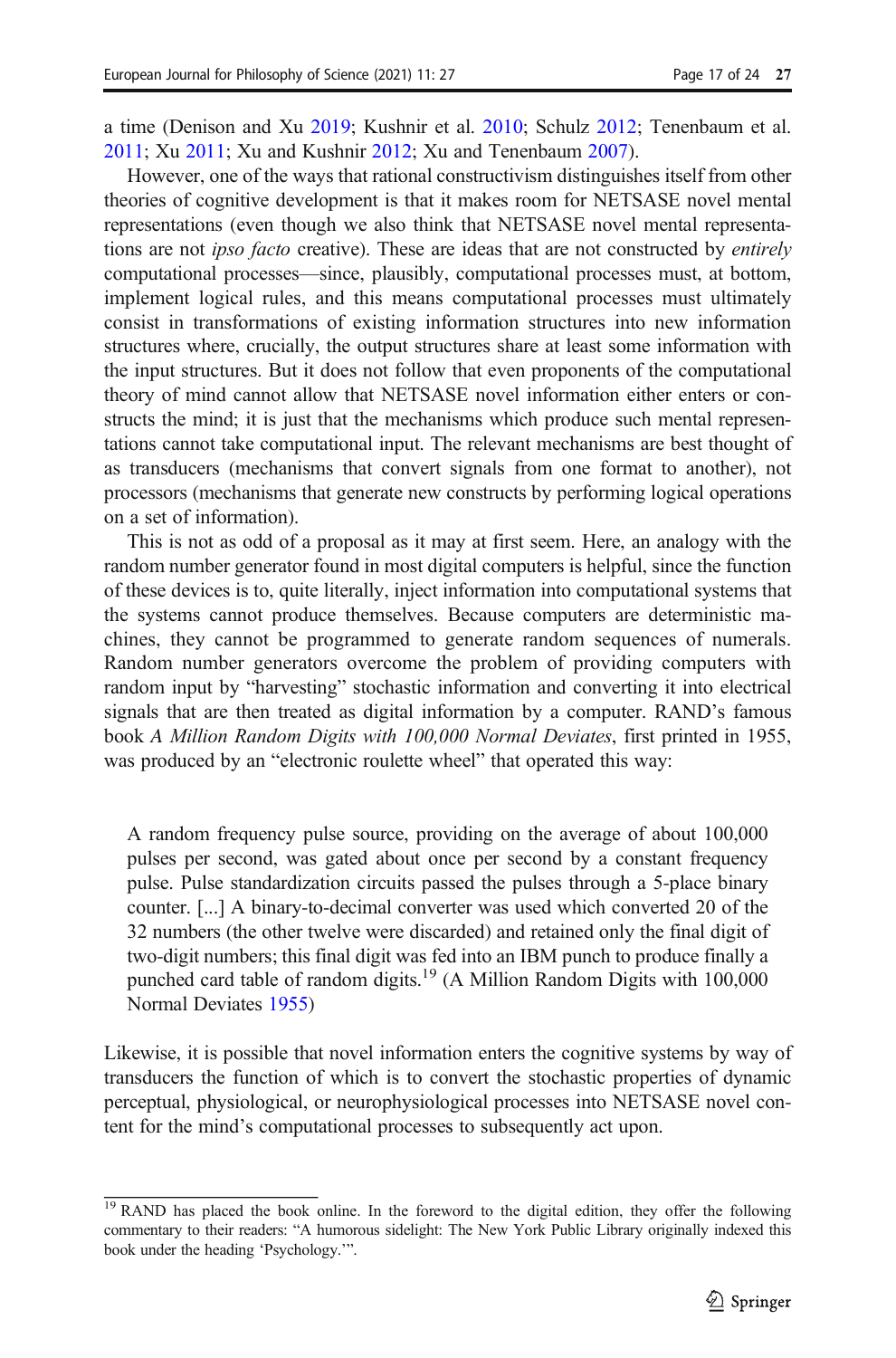a time (Denison and Xu 2019; Kushnir et al. 2010; Schulz 2012; Tenenbaum et al. 2011; Xu 2011; Xu and Kushnir 2012; Xu and Tenenbaum 2007).

However, one of the ways that rational constructivism distinguishes itself from other theories of cognitive development is that it makes room for NETSASE novel mental representations (even though we also think that NETSASE novel mental representations are not *ipso facto* creative). These are ideas that are not constructed by *entirely* computational processes—since, plausibly, computational processes must, at bottom, implement logical rules, and this means computational processes must ultimately consist in transformations of existing information structures into new information structures where, crucially, the output structures share at least some information with the input structures. But it does not follow that even proponents of the computational theory of mind cannot allow that NETSASE novel information either enters or constructs the mind; it is just that the mechanisms which produce such mental representations cannot take computational input. The relevant mechanisms are best thought of as transducers (mechanisms that convert signals from one format to another), not processors (mechanisms that generate new constructs by performing logical operations on a set of information).

This is not as odd of a proposal as it may at first seem. Here, an analogy with the random number generator found in most digital computers is helpful, since the function of these devices is to, quite literally, inject information into computational systems that the systems cannot produce themselves. Because computers are deterministic machines, they cannot be programmed to generate random sequences of numerals. Random number generators overcome the problem of providing computers with random input by "harvesting" stochastic information and converting it into electrical signals that are then treated as digital information by a computer. RAND's famous book *A Million Random Digits with 100,000 Normal Deviates*, first printed in 1955, was produced by an "electronic roulette wheel" that operated this way:

> A random frequency pulse source, providing on the average of about 100,000 pulses per second, was gated about once per second by a constant frequency pulse. Pulse standardization circuits passed the pulses through a 5-place binary counter. [...] A binary-to-decimal converter was used which converted 20 of the 32 numbers (the other twelve were discarded) and retained only the final digit of two-digit numbers; this final digit was fed into an IBM punch to produce finally a punched card table of random digits.[19] (A Million Random Digits with 100,000 Normal Deviates 1955)

Likewise, it is possible that novel information enters the cognitive systems by way of transducers the function of which is to convert the stochastic properties of dynamic perceptual, physiological, or neurophysiological processes into NETSASE novel content for the mind's computational processes to subsequently act upon.

---

[19] RAND has placed the book online. In the foreword to the digital edition, they offer the following commentary to their readers: "A humorous sidelight: The New York Public Library originally indexed this book under the heading 'Psychology.'".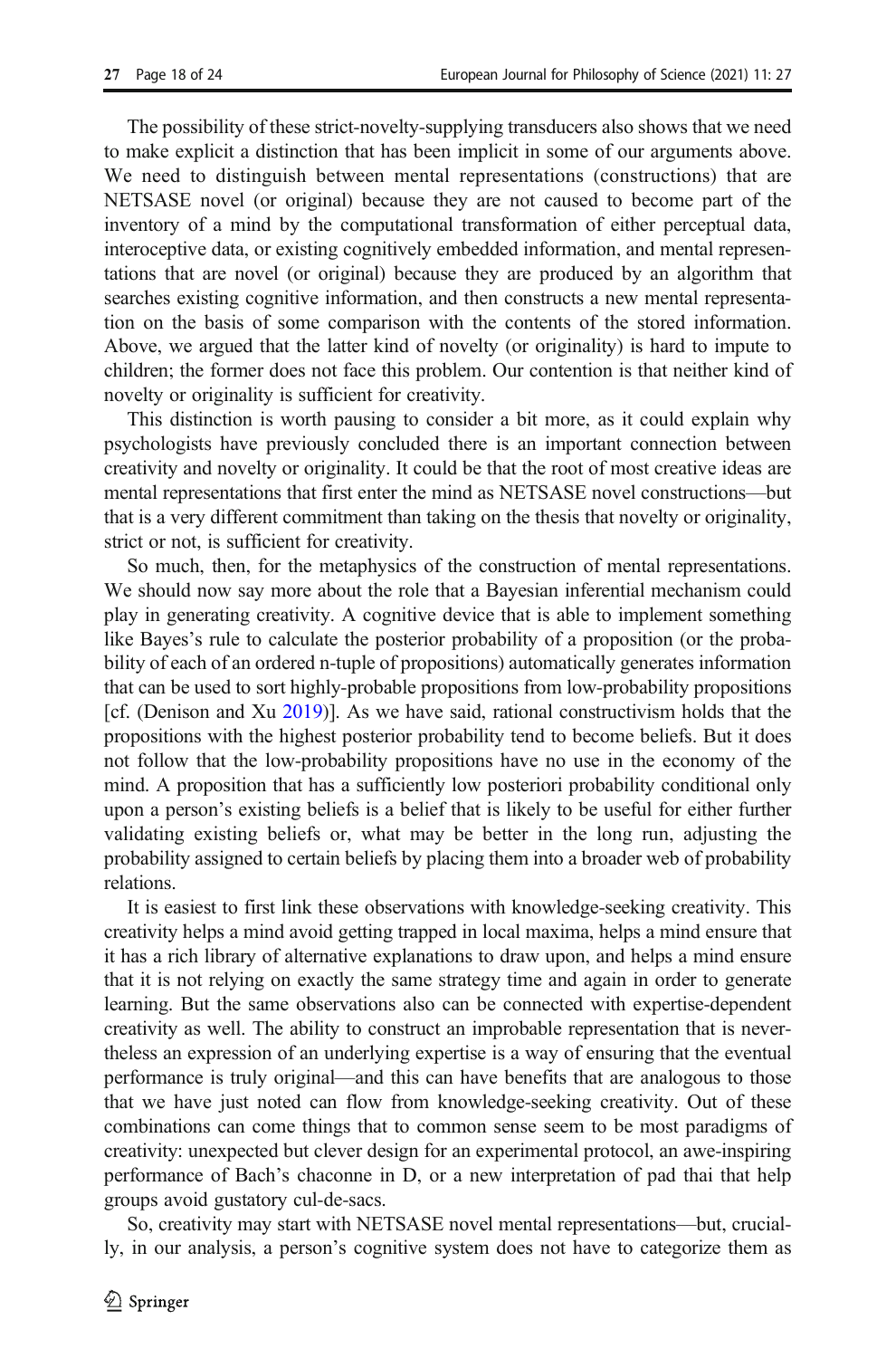The possibility of these strict-novelty-supplying transducers also shows that we need to make explicit a distinction that has been implicit in some of our arguments above. We need to distinguish between mental representations (constructions) that are NETSASE novel (or original) because they are not caused to become part of the inventory of a mind by the computational transformation of either perceptual data, interoceptive data, or existing cognitively embedded information, and mental representations that are novel (or original) because they are produced by an algorithm that searches existing cognitive information, and then constructs a new mental representation on the basis of some comparison with the contents of the stored information. Above, we argued that the latter kind of novelty (or originality) is hard to impute to children; the former does not face this problem. Our contention is that neither kind of novelty or originality is sufficient for creativity.

This distinction is worth pausing to consider a bit more, as it could explain why psychologists have previously concluded there is an important connection between creativity and novelty or originality. It could be that the root of most creative ideas are mental representations that first enter the mind as NETSASE novel constructions—but that is a very different commitment than taking on the thesis that novelty or originality, strict or not, is sufficient for creativity.

So much, then, for the metaphysics of the construction of mental representations. We should now say more about the role that a Bayesian inferential mechanism could play in generating creativity. A cognitive device that is able to implement something like Bayes's rule to calculate the posterior probability of a proposition (or the probability of each of an ordered n-tuple of propositions) automatically generates information that can be used to sort highly-probable propositions from low-probability propositions [cf. (Denison and Xu 2019)]. As we have said, rational constructivism holds that the propositions with the highest posterior probability tend to become beliefs. But it does not follow that the low-probability propositions have no use in the economy of the mind. A proposition that has a sufficiently low posteriori probability conditional only upon a person's existing beliefs is a belief that is likely to be useful for either further validating existing beliefs or, what may be better in the long run, adjusting the probability assigned to certain beliefs by placing them into a broader web of probability relations.

It is easiest to first link these observations with knowledge-seeking creativity. This creativity helps a mind avoid getting trapped in local maxima, helps a mind ensure that it has a rich library of alternative explanations to draw upon, and helps a mind ensure that it is not relying on exactly the same strategy time and again in order to generate learning. But the same observations also can be connected with expertise-dependent creativity as well. The ability to construct an improbable representation that is nevertheless an expression of an underlying expertise is a way of ensuring that the eventual performance is truly original—and this can have benefits that are analogous to those that we have just noted can flow from knowledge-seeking creativity. Out of these combinations can come things that to common sense seem to be most paradigms of creativity: unexpected but clever design for an experimental protocol, an awe-inspiring performance of Bach's chaconne in D, or a new interpretation of pad thai that help groups avoid gustatory cul-de-sacs.

So, creativity may start with NETSASE novel mental representations—but, crucially, in our analysis, a person's cognitive system does not have to categorize them as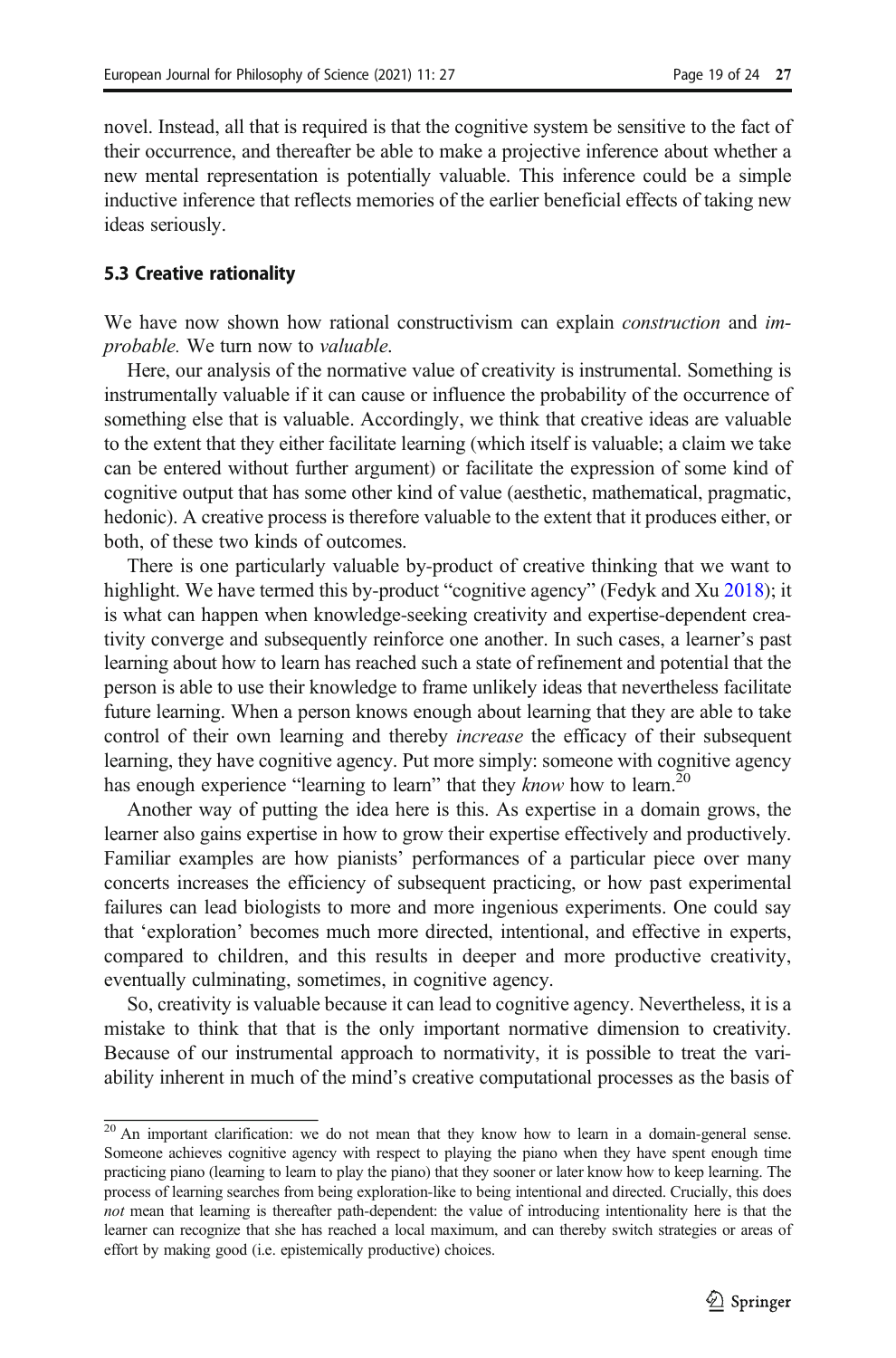novel. Instead, all that is required is that the cognitive system be sensitive to the fact of their occurrence, and thereafter be able to make a projective inference about whether a new mental representation is potentially valuable. This inference could be a simple inductive inference that reflects memories of the earlier beneficial effects of taking new ideas seriously.

### 5.3 Creative rationality

We have now shown how rational constructivism can explain *construction* and *improbable.* We turn now to *valuable.*

Here, our analysis of the normative value of creativity is instrumental. Something is instrumentally valuable if it can cause or influence the probability of the occurrence of something else that is valuable. Accordingly, we think that creative ideas are valuable to the extent that they either facilitate learning (which itself is valuable; a claim we take can be entered without further argument) or facilitate the expression of some kind of cognitive output that has some other kind of value (aesthetic, mathematical, pragmatic, hedonic). A creative process is therefore valuable to the extent that it produces either, or both, of these two kinds of outcomes.

There is one particularly valuable by-product of creative thinking that we want to highlight. We have termed this by-product "cognitive agency" (Fedyk and Xu 2018); it is what can happen when knowledge-seeking creativity and expertise-dependent creativity converge and subsequently reinforce one another. In such cases, a learner's past learning about how to learn has reached such a state of refinement and potential that the person is able to use their knowledge to frame unlikely ideas that nevertheless facilitate future learning. When a person knows enough about learning that they are able to take control of their own learning and thereby *increase* the efficacy of their subsequent learning, they have cognitive agency. Put more simply: someone with cognitive agency has enough experience "learning to learn" that they *know* how to learn.[20]

Another way of putting the idea here is this. As expertise in a domain grows, the learner also gains expertise in how to grow their expertise effectively and productively. Familiar examples are how pianists' performances of a particular piece over many concerts increases the efficiency of subsequent practicing, or how past experimental failures can lead biologists to more and more ingenious experiments. One could say that 'exploration' becomes much more directed, intentional, and effective in experts, compared to children, and this results in deeper and more productive creativity, eventually culminating, sometimes, in cognitive agency.

So, creativity is valuable because it can lead to cognitive agency. Nevertheless, it is a mistake to think that that is the only important normative dimension to creativity. Because of our instrumental approach to normativity, it is possible to treat the variability inherent in much of the mind's creative computational processes as the basis of

[20] An important clarification: we do not mean that they know how to learn in a domain-general sense. Someone achieves cognitive agency with respect to playing the piano when they have spent enough time practicing piano (learning to learn to play the piano) that they sooner or later know how to keep learning. The process of learning searches from being exploration-like to being intentional and directed. Crucially, this does *not* mean that learning is thereafter path-dependent: the value of introducing intentionality here is that the learner can recognize that she has reached a local maximum, and can thereby switch strategies or areas of effort by making good (i.e. epistemically productive) choices.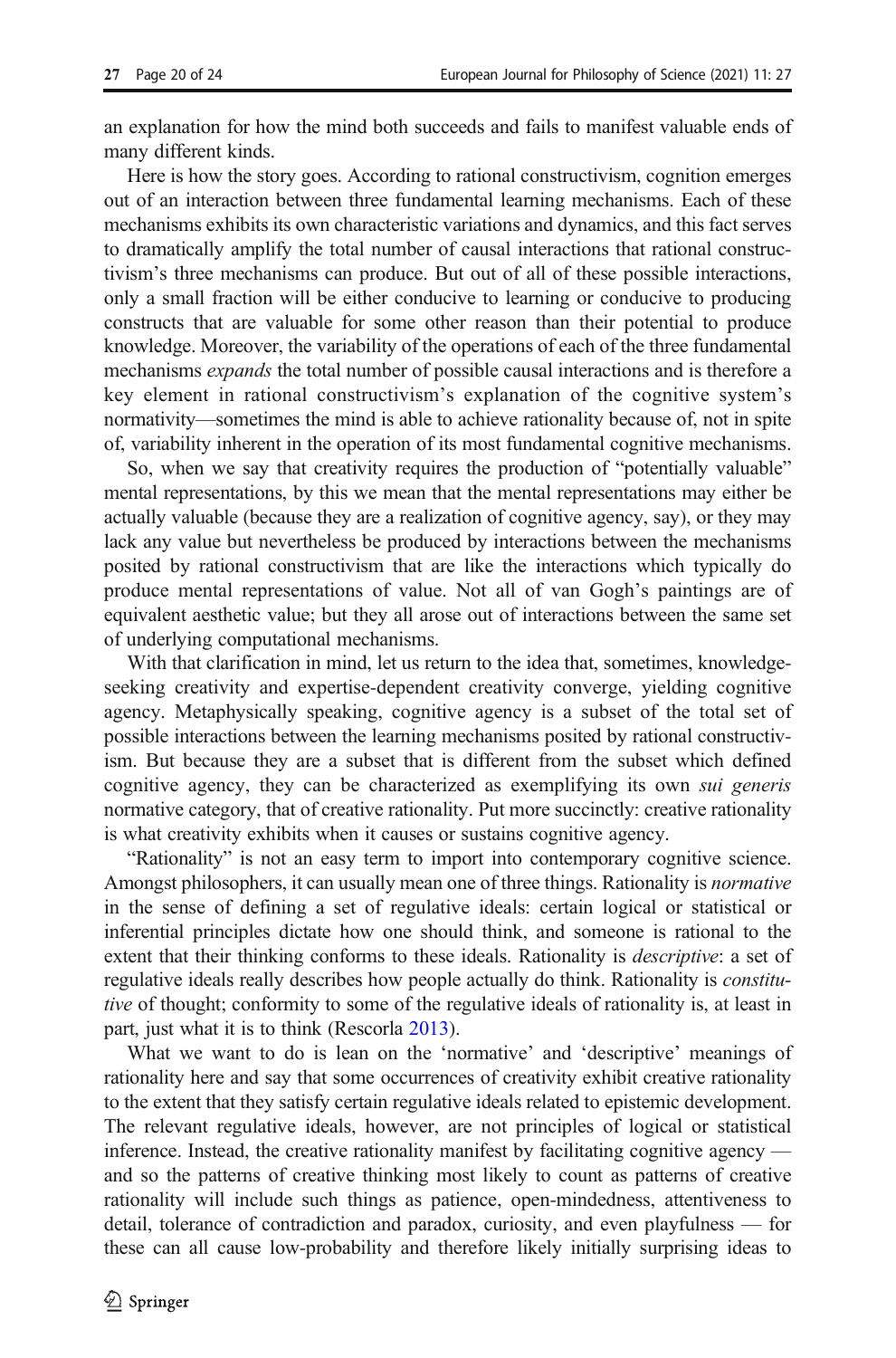an explanation for how the mind both succeeds and fails to manifest valuable ends of many different kinds.

Here is how the story goes. According to rational constructivism, cognition emerges out of an interaction between three fundamental learning mechanisms. Each of these mechanisms exhibits its own characteristic variations and dynamics, and this fact serves to dramatically amplify the total number of causal interactions that rational constructivism's three mechanisms can produce. But out of all of these possible interactions, only a small fraction will be either conducive to learning or conducive to producing constructs that are valuable for some other reason than their potential to produce knowledge. Moreover, the variability of the operations of each of the three fundamental mechanisms *expands* the total number of possible causal interactions and is therefore a key element in rational constructivism's explanation of the cognitive system's normativity—sometimes the mind is able to achieve rationality because of, not in spite of, variability inherent in the operation of its most fundamental cognitive mechanisms.

So, when we say that creativity requires the production of "potentially valuable" mental representations, by this we mean that the mental representations may either be actually valuable (because they are a realization of cognitive agency, say), or they may lack any value but nevertheless be produced by interactions between the mechanisms posited by rational constructivism that are like the interactions which typically do produce mental representations of value. Not all of van Gogh's paintings are of equivalent aesthetic value; but they all arose out of interactions between the same set of underlying computational mechanisms.

With that clarification in mind, let us return to the idea that, sometimes, knowledge-seeking creativity and expertise-dependent creativity converge, yielding cognitive agency. Metaphysically speaking, cognitive agency is a subset of the total set of possible interactions between the learning mechanisms posited by rational constructivism. But because they are a subset that is different from the subset which defined cognitive agency, they can be characterized as exemplifying its own *sui generis* normative category, that of creative rationality. Put more succinctly: creative rationality is what creativity exhibits when it causes or sustains cognitive agency.

"Rationality" is not an easy term to import into contemporary cognitive science. Amongst philosophers, it can usually mean one of three things. Rationality is *normative* in the sense of defining a set of regulative ideals: certain logical or statistical or inferential principles dictate how one should think, and someone is rational to the extent that their thinking conforms to these ideals. Rationality is *descriptive*: a set of regulative ideals really describes how people actually do think. Rationality is *constitutive* of thought; conformity to some of the regulative ideals of rationality is, at least in part, just what it is to think (Rescorla 2013).

What we want to do is lean on the 'normative' and 'descriptive' meanings of rationality here and say that some occurrences of creativity exhibit creative rationality to the extent that they satisfy certain regulative ideals related to epistemic development. The relevant regulative ideals, however, are not principles of logical or statistical inference. Instead, the creative rationality manifest by facilitating cognitive agency — and so the patterns of creative thinking most likely to count as patterns of creative rationality will include such things as patience, open-mindedness, attentiveness to detail, tolerance of contradiction and paradox, curiosity, and even playfulness — for these can all cause low-probability and therefore likely initially surprising ideas to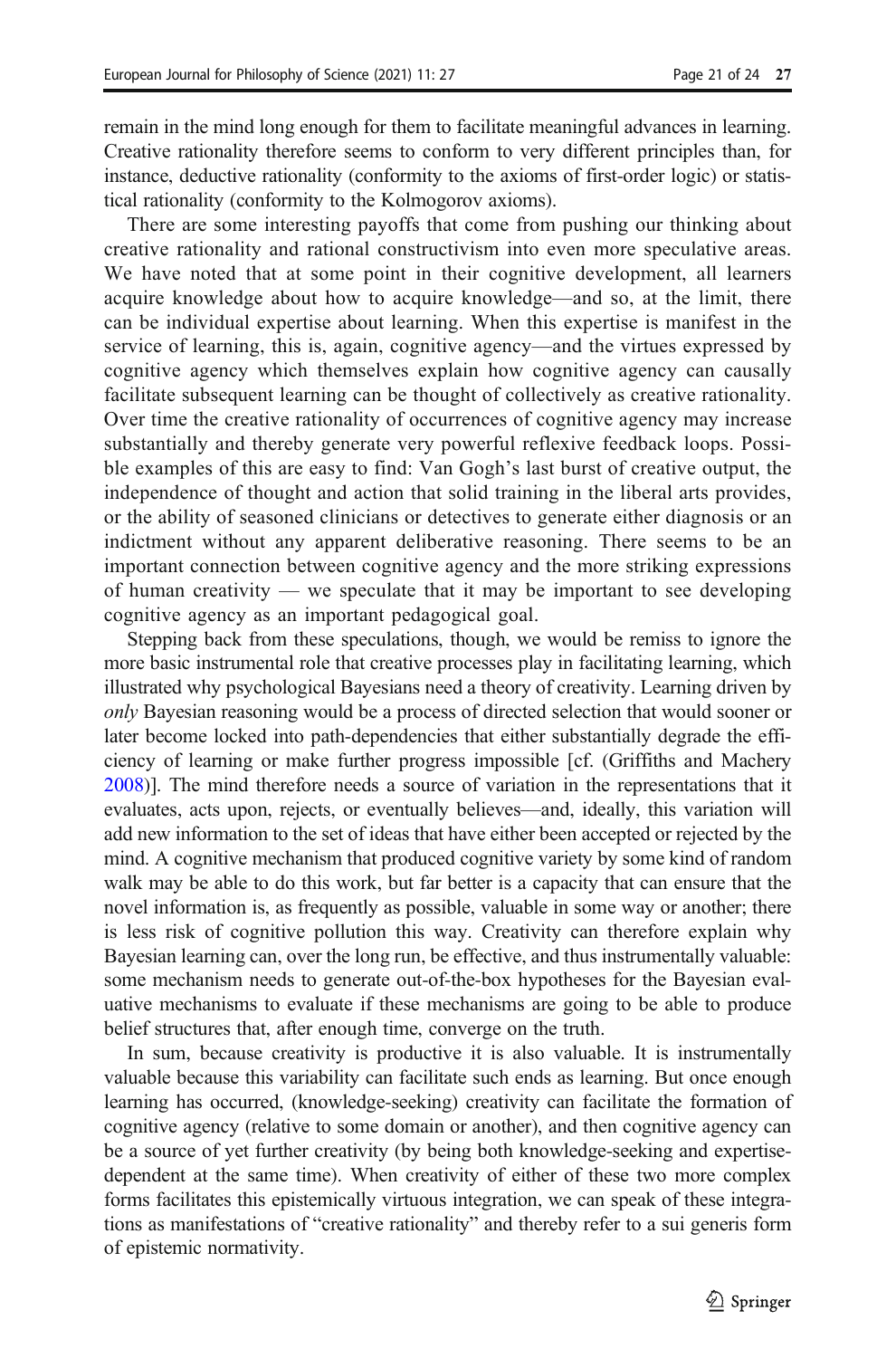remain in the mind long enough for them to facilitate meaningful advances in learning. Creative rationality therefore seems to conform to very different principles than, for instance, deductive rationality (conformity to the axioms of first-order logic) or statistical rationality (conformity to the Kolmogorov axioms).

There are some interesting payoffs that come from pushing our thinking about creative rationality and rational constructivism into even more speculative areas. We have noted that at some point in their cognitive development, all learners acquire knowledge about how to acquire knowledge—and so, at the limit, there can be individual expertise about learning. When this expertise is manifest in the service of learning, this is, again, cognitive agency—and the virtues expressed by cognitive agency which themselves explain how cognitive agency can causally facilitate subsequent learning can be thought of collectively as creative rationality. Over time the creative rationality of occurrences of cognitive agency may increase substantially and thereby generate very powerful reflexive feedback loops. Possible examples of this are easy to find: Van Gogh's last burst of creative output, the independence of thought and action that solid training in the liberal arts provides, or the ability of seasoned clinicians or detectives to generate either diagnosis or an indictment without any apparent deliberative reasoning. There seems to be an important connection between cognitive agency and the more striking expressions of human creativity — we speculate that it may be important to see developing cognitive agency as an important pedagogical goal.

Stepping back from these speculations, though, we would be remiss to ignore the more basic instrumental role that creative processes play in facilitating learning, which illustrated why psychological Bayesians need a theory of creativity. Learning driven by *only* Bayesian reasoning would be a process of directed selection that would sooner or later become locked into path-dependencies that either substantially degrade the efficiency of learning or make further progress impossible [cf. (Griffiths and Machery 2008)]. The mind therefore needs a source of variation in the representations that it evaluates, acts upon, rejects, or eventually believes—and, ideally, this variation will add new information to the set of ideas that have either been accepted or rejected by the mind. A cognitive mechanism that produced cognitive variety by some kind of random walk may be able to do this work, but far better is a capacity that can ensure that the novel information is, as frequently as possible, valuable in some way or another; there is less risk of cognitive pollution this way. Creativity can therefore explain why Bayesian learning can, over the long run, be effective, and thus instrumentally valuable: some mechanism needs to generate out-of-the-box hypotheses for the Bayesian evaluative mechanisms to evaluate if these mechanisms are going to be able to produce belief structures that, after enough time, converge on the truth.

In sum, because creativity is productive it is also valuable. It is instrumentally valuable because this variability can facilitate such ends as learning. But once enough learning has occurred, (knowledge-seeking) creativity can facilitate the formation of cognitive agency (relative to some domain or another), and then cognitive agency can be a source of yet further creativity (by being both knowledge-seeking and expertise-dependent at the same time). When creativity of either of these two more complex forms facilitates this epistemically virtuous integration, we can speak of these integrations as manifestations of "creative rationality" and thereby refer to a sui generis form of epistemic normativity.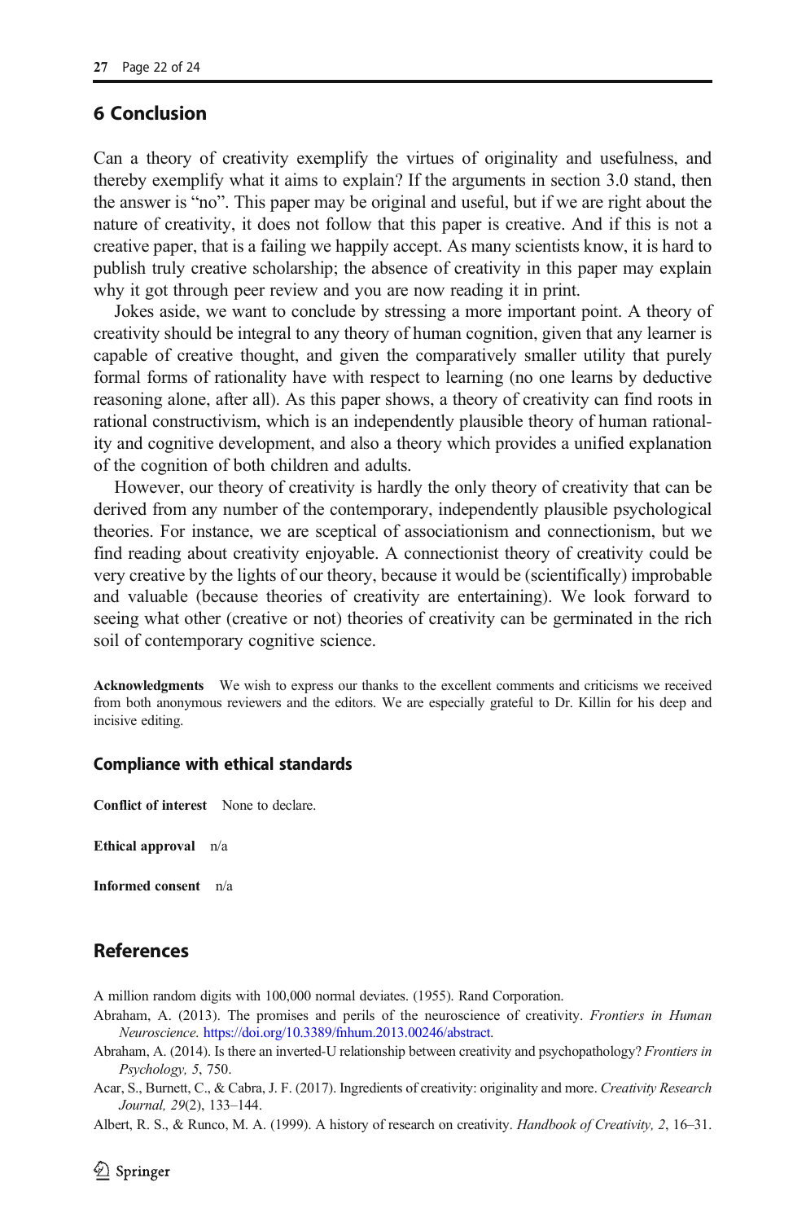## 6 Conclusion

Can a theory of creativity exemplify the virtues of originality and usefulness, and thereby exemplify what it aims to explain? If the arguments in section 3.0 stand, then the answer is "no". This paper may be original and useful, but if we are right about the nature of creativity, it does not follow that this paper is creative. And if this is not a creative paper, that is a failing we happily accept. As many scientists know, it is hard to publish truly creative scholarship; the absence of creativity in this paper may explain why it got through peer review and you are now reading it in print.

Jokes aside, we want to conclude by stressing a more important point. A theory of creativity should be integral to any theory of human cognition, given that any learner is capable of creative thought, and given the comparatively smaller utility that purely formal forms of rationality have with respect to learning (no one learns by deductive reasoning alone, after all). As this paper shows, a theory of creativity can find roots in rational constructivism, which is an independently plausible theory of human rationality and cognitive development, and also a theory which provides a unified explanation of the cognition of both children and adults.

However, our theory of creativity is hardly the only theory of creativity that can be derived from any number of the contemporary, independently plausible psychological theories. For instance, we are sceptical of associationism and connectionism, but we find reading about creativity enjoyable. A connectionist theory of creativity could be very creative by the lights of our theory, because it would be (scientifically) improbable and valuable (because theories of creativity are entertaining). We look forward to seeing what other (creative or not) theories of creativity can be germinated in the rich soil of contemporary cognitive science.

**Acknowledgments** We wish to express our thanks to the excellent comments and criticisms we received from both anonymous reviewers and the editors. We are especially grateful to Dr. Killin for his deep and incisive editing.

### Compliance with ethical standards

**Conflict of interest** None to declare.

**Ethical approval** n/a

**Informed consent** n/a

## References

A million random digits with 100,000 normal deviates. (1955). Rand Corporation.

Abraham, A. (2013). The promises and perils of the neuroscience of creativity. *Frontiers in Human Neuroscience*. https://doi.org/10.3389/fnhum.2013.00246/abstract.

Abraham, A. (2014). Is there an inverted-U relationship between creativity and psychopathology? *Frontiers in Psychology, 5*, 750.

Acar, S., Burnett, C., & Cabra, J. F. (2017). Ingredients of creativity: originality and more. *Creativity Research Journal, 29*(2), 133–144.

Albert, R. S., & Runco, M. A. (1999). A history of research on creativity. *Handbook of Creativity, 2*, 16–31.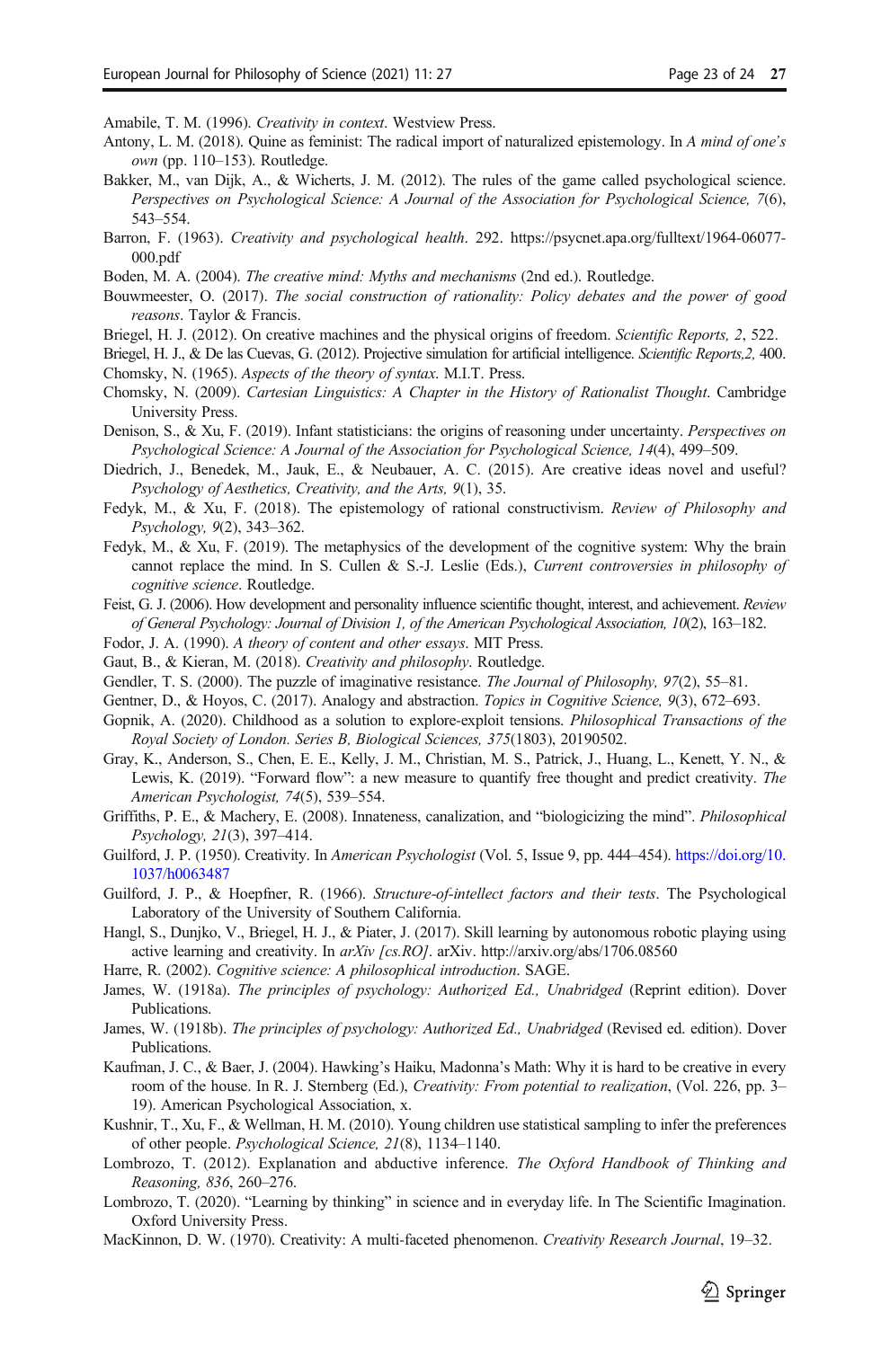Amabile, T. M. (1996). *Creativity in context*. Westview Press.

Antony, L. M. (2018). Quine as feminist: The radical import of naturalized epistemology. In *A mind of one's own* (pp. 110–153). Routledge.

Bakker, M., van Dijk, A., & Wicherts, J. M. (2012). The rules of the game called psychological science. *Perspectives on Psychological Science: A Journal of the Association for Psychological Science, 7*(6), 543–554.

Barron, F. (1963). *Creativity and psychological health*. 292. https://psycnet.apa.org/fulltext/1964-06077-000.pdf

Boden, M. A. (2004). *The creative mind: Myths and mechanisms* (2nd ed.). Routledge.

Bouwmeester, O. (2017). *The social construction of rationality: Policy debates and the power of good reasons*. Taylor & Francis.

Briegel, H. J. (2012). On creative machines and the physical origins of freedom. *Scientific Reports, 2*, 522.

Briegel, H. J., & De las Cuevas, G. (2012). Projective simulation for artificial intelligence. *Scientific Reports,2,* 400.

Chomsky, N. (1965). *Aspects of the theory of syntax*. M.I.T. Press.

Chomsky, N. (2009). *Cartesian Linguistics: A Chapter in the History of Rationalist Thought*. Cambridge University Press.

Denison, S., & Xu, F. (2019). Infant statisticians: the origins of reasoning under uncertainty. *Perspectives on Psychological Science: A Journal of the Association for Psychological Science, 14*(4), 499–509.

Diedrich, J., Benedek, M., Jauk, E., & Neubauer, A. C. (2015). Are creative ideas novel and useful? *Psychology of Aesthetics, Creativity, and the Arts, 9*(1), 35.

Fedyk, M., & Xu, F. (2018). The epistemology of rational constructivism. *Review of Philosophy and Psychology, 9*(2), 343–362.

Fedyk, M., & Xu, F. (2019). The metaphysics of the development of the cognitive system: Why the brain cannot replace the mind. In S. Cullen & S.-J. Leslie (Eds.), *Current controversies in philosophy of cognitive science*. Routledge.

Feist, G. J. (2006). How development and personality influence scientific thought, interest, and achievement. *Review of General Psychology: Journal of Division 1, of the American Psychological Association, 10*(2), 163–182.

Fodor, J. A. (1990). *A theory of content and other essays*. MIT Press.

Gaut, B., & Kieran, M. (2018). *Creativity and philosophy*. Routledge.

Gendler, T. S. (2000). The puzzle of imaginative resistance. *The Journal of Philosophy, 97*(2), 55–81.

Gentner, D., & Hoyos, C. (2017). Analogy and abstraction. *Topics in Cognitive Science, 9*(3), 672–693.

Gopnik, A. (2020). Childhood as a solution to explore-exploit tensions. *Philosophical Transactions of the Royal Society of London. Series B, Biological Sciences, 375*(1803), 20190502.

Gray, K., Anderson, S., Chen, E. E., Kelly, J. M., Christian, M. S., Patrick, J., Huang, L., Kenett, Y. N., & Lewis, K. (2019). "Forward flow": a new measure to quantify free thought and predict creativity. *The American Psychologist, 74*(5), 539–554.

Griffiths, P. E., & Machery, E. (2008). Innateness, canalization, and "biologicizing the mind". *Philosophical Psychology, 21*(3), 397–414.

Guilford, J. P. (1950). Creativity. In *American Psychologist* (Vol. 5, Issue 9, pp. 444–454). https://doi.org/10.1037/h0063487

Guilford, J. P., & Hoepfner, R. (1966). *Structure-of-intellect factors and their tests*. The Psychological Laboratory of the University of Southern California.

Hangl, S., Dunjko, V., Briegel, H. J., & Piater, J. (2017). Skill learning by autonomous robotic playing using active learning and creativity. In *arXiv [cs.RO]*. arXiv. http://arxiv.org/abs/1706.08560

Harre, R. (2002). *Cognitive science: A philosophical introduction*. SAGE.

James, W. (1918a). *The principles of psychology: Authorized Ed., Unabridged* (Reprint edition). Dover Publications.

James, W. (1918b). *The principles of psychology: Authorized Ed., Unabridged* (Revised ed. edition). Dover Publications.

Kaufman, J. C., & Baer, J. (2004). Hawking's Haiku, Madonna's Math: Why it is hard to be creative in every room of the house. In R. J. Sternberg (Ed.), *Creativity: From potential to realization*, (Vol. 226, pp. 3–19). American Psychological Association, x.

Kushnir, T., Xu, F., & Wellman, H. M. (2010). Young children use statistical sampling to infer the preferences of other people. *Psychological Science, 21*(8), 1134–1140.

Lombrozo, T. (2012). Explanation and abductive inference. *The Oxford Handbook of Thinking and Reasoning, 836*, 260–276.

Lombrozo, T. (2020). "Learning by thinking" in science and in everyday life. In The Scientific Imagination. Oxford University Press.

MacKinnon, D. W. (1970). Creativity: A multi-faceted phenomenon. *Creativity Research Journal*, 19–32.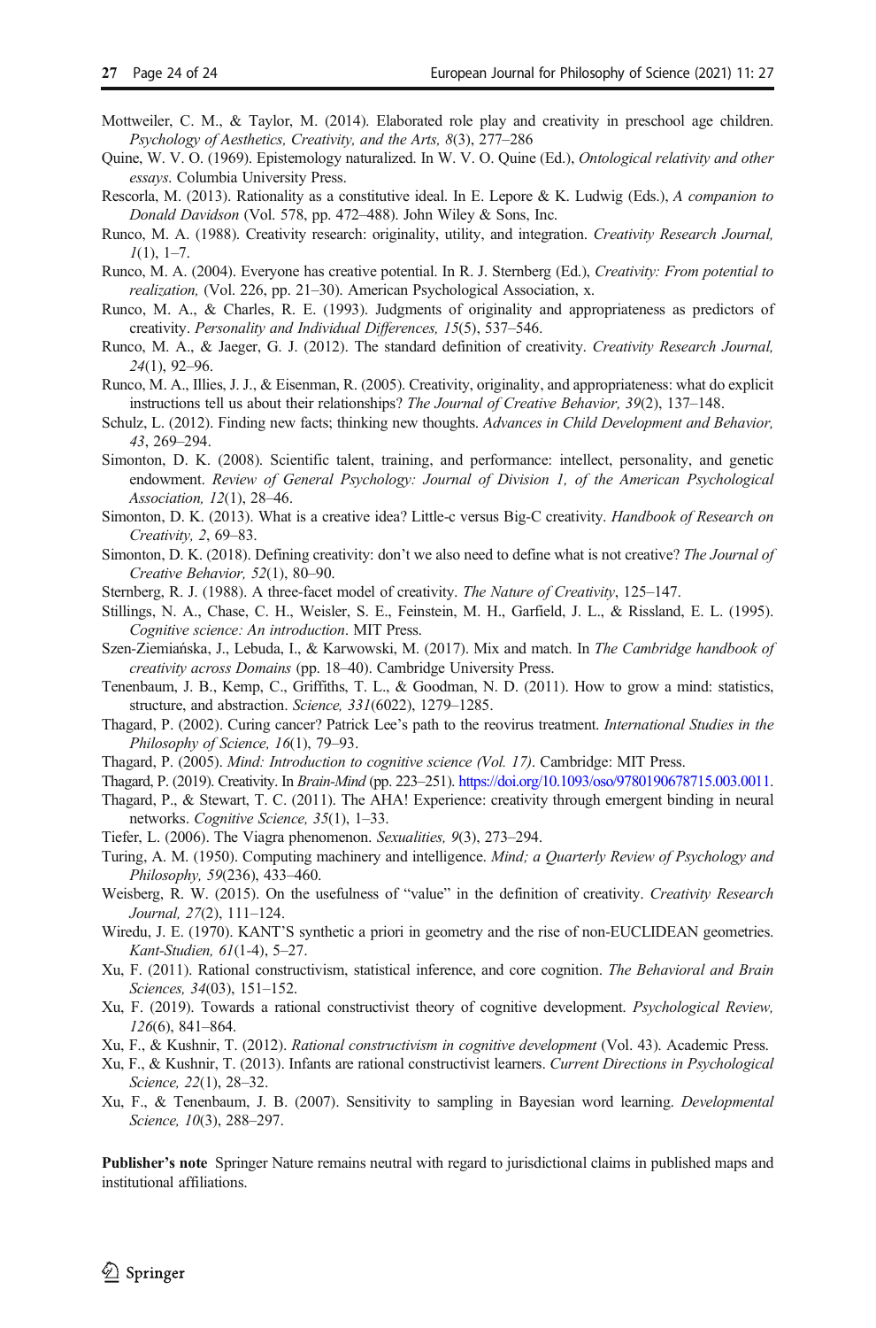Mottweiler, C. M., & Taylor, M. (2014). Elaborated role play and creativity in preschool age children. *Psychology of Aesthetics, Creativity, and the Arts, 8*(3), 277–286

Quine, W. V. O. (1969). Epistemology naturalized. In W. V. O. Quine (Ed.), *Ontological relativity and other essays*. Columbia University Press.

Rescorla, M. (2013). Rationality as a constitutive ideal. In E. Lepore & K. Ludwig (Eds.), *A companion to Donald Davidson* (Vol. 578, pp. 472–488). John Wiley & Sons, Inc.

Runco, M. A. (1988). Creativity research: originality, utility, and integration. *Creativity Research Journal, 1*(1), 1–7.

Runco, M. A. (2004). Everyone has creative potential. In R. J. Sternberg (Ed.), *Creativity: From potential to realization,* (Vol. 226, pp. 21–30). American Psychological Association, x.

Runco, M. A., & Charles, R. E. (1993). Judgments of originality and appropriateness as predictors of creativity. *Personality and Individual Differences, 15*(5), 537–546.

Runco, M. A., & Jaeger, G. J. (2012). The standard definition of creativity. *Creativity Research Journal, 24*(1), 92–96.

Runco, M. A., Illies, J. J., & Eisenman, R. (2005). Creativity, originality, and appropriateness: what do explicit instructions tell us about their relationships? *The Journal of Creative Behavior, 39*(2), 137–148.

Schulz, L. (2012). Finding new facts; thinking new thoughts. *Advances in Child Development and Behavior, 43*, 269–294.

Simonton, D. K. (2008). Scientific talent, training, and performance: intellect, personality, and genetic endowment. *Review of General Psychology: Journal of Division 1, of the American Psychological Association, 12*(1), 28–46.

Simonton, D. K. (2013). What is a creative idea? Little-c versus Big-C creativity. *Handbook of Research on Creativity, 2*, 69–83.

Simonton, D. K. (2018). Defining creativity: don't we also need to define what is not creative? *The Journal of Creative Behavior, 52*(1), 80–90.

Sternberg, R. J. (1988). A three-facet model of creativity. *The Nature of Creativity*, 125–147.

Stillings, N. A., Chase, C. H., Weisler, S. E., Feinstein, M. H., Garfield, J. L., & Rissland, E. L. (1995). *Cognitive science: An introduction*. MIT Press.

Szen-Ziemiańska, J., Lebuda, I., & Karwowski, M. (2017). Mix and match. In *The Cambridge handbook of creativity across Domains* (pp. 18–40). Cambridge University Press.

Tenenbaum, J. B., Kemp, C., Griffiths, T. L., & Goodman, N. D. (2011). How to grow a mind: statistics, structure, and abstraction. *Science, 331*(6022), 1279–1285.

Thagard, P. (2002). Curing cancer? Patrick Lee's path to the reovirus treatment. *International Studies in the Philosophy of Science, 16*(1), 79–93.

Thagard, P. (2005). *Mind: Introduction to cognitive science (Vol. 17)*. Cambridge: MIT Press.

Thagard, P. (2019). Creativity. In *Brain-Mind* (pp. 223–251). https://doi.org/10.1093/oso/9780190678715.003.0011.

Thagard, P., & Stewart, T. C. (2011). The AHA! Experience: creativity through emergent binding in neural networks. *Cognitive Science, 35*(1), 1–33.

Tiefer, L. (2006). The Viagra phenomenon. *Sexualities, 9*(3), 273–294.

Turing, A. M. (1950). Computing machinery and intelligence. *Mind; a Quarterly Review of Psychology and Philosophy, 59*(236), 433–460.

Weisberg, R. W. (2015). On the usefulness of "value" in the definition of creativity. *Creativity Research Journal, 27*(2), 111–124.

Wiredu, J. E. (1970). KANT'S synthetic a priori in geometry and the rise of non-EUCLIDEAN geometries. *Kant-Studien, 61*(1-4), 5–27.

Xu, F. (2011). Rational constructivism, statistical inference, and core cognition. *The Behavioral and Brain Sciences, 34*(03), 151–152.

Xu, F. (2019). Towards a rational constructivist theory of cognitive development. *Psychological Review, 126*(6), 841–864.

Xu, F., & Kushnir, T. (2012). *Rational constructivism in cognitive development* (Vol. 43). Academic Press.

Xu, F., & Kushnir, T. (2013). Infants are rational constructivist learners. *Current Directions in Psychological Science, 22*(1), 28–32.

Xu, F., & Tenenbaum, J. B. (2007). Sensitivity to sampling in Bayesian word learning. *Developmental Science, 10*(3), 288–297.

**Publisher's note** Springer Nature remains neutral with regard to jurisdictional claims in published maps and institutional affiliations.